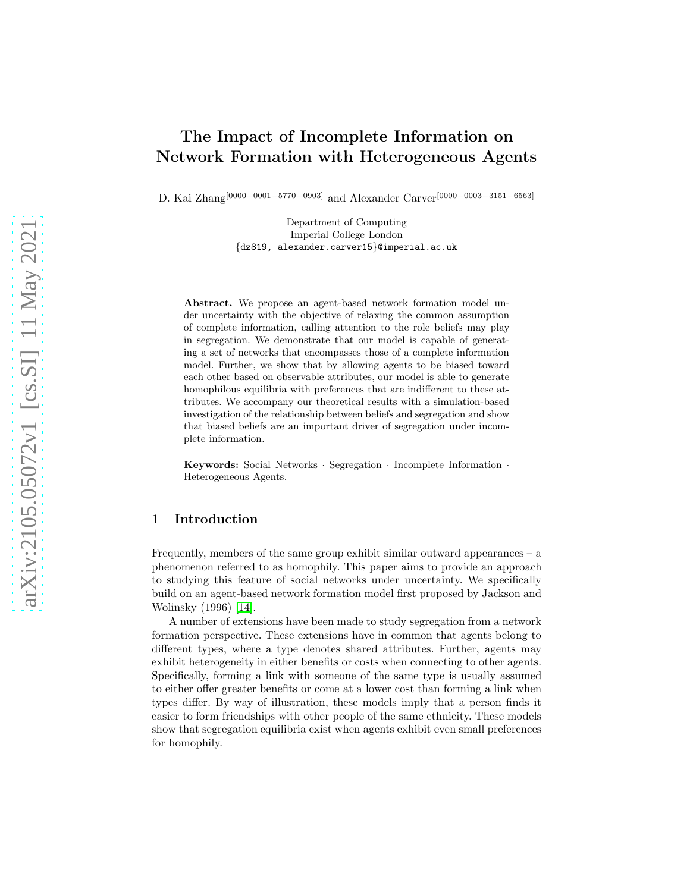# The Impact of Incomplete Information on Network Formation with Heterogeneous Agents

D. Kai Zhang[0000−0001−5770−0903] and Alexander Carver[0000−0003−3151−6563]

Department of Computing
Imperial College London
{dz819, alexander.carver15}@imperial.ac.uk

**Abstract.** We propose an agent-based network formation model under uncertainty with the objective of relaxing the common assumption of complete information, calling attention to the role beliefs may play in segregation. We demonstrate that our model is capable of generating a set of networks that encompasses those of a complete information model. Further, we show that by allowing agents to be biased toward each other based on observable attributes, our model is able to generate homophilous equilibria with preferences that are indifferent to these attributes. We accompany our theoretical results with a simulation-based investigation of the relationship between beliefs and segregation and show that biased beliefs are an important driver of segregation under incomplete information.

**Keywords:** Social Networks · Segregation · Incomplete Information · Heterogeneous Agents.

## 1 Introduction

Frequently, members of the same group exhibit similar outward appearances – a phenomenon referred to as homophily. This paper aims to provide an approach to studying this feature of social networks under uncertainty. We specifically build on an agent-based network formation model first proposed by Jackson and Wolinsky (1996) [14].

A number of extensions have been made to study segregation from a network formation perspective. These extensions have in common that agents belong to different types, where a type denotes shared attributes. Further, agents may exhibit heterogeneity in either benefits or costs when connecting to other agents. Specifically, forming a link with someone of the same type is usually assumed to either offer greater benefits or come at a lower cost than forming a link when types differ. By way of illustration, these models imply that a person finds it easier to form friendships with other people of the same ethnicity. These models show that segregation equilibria exist when agents exhibit even small preferences for homophily.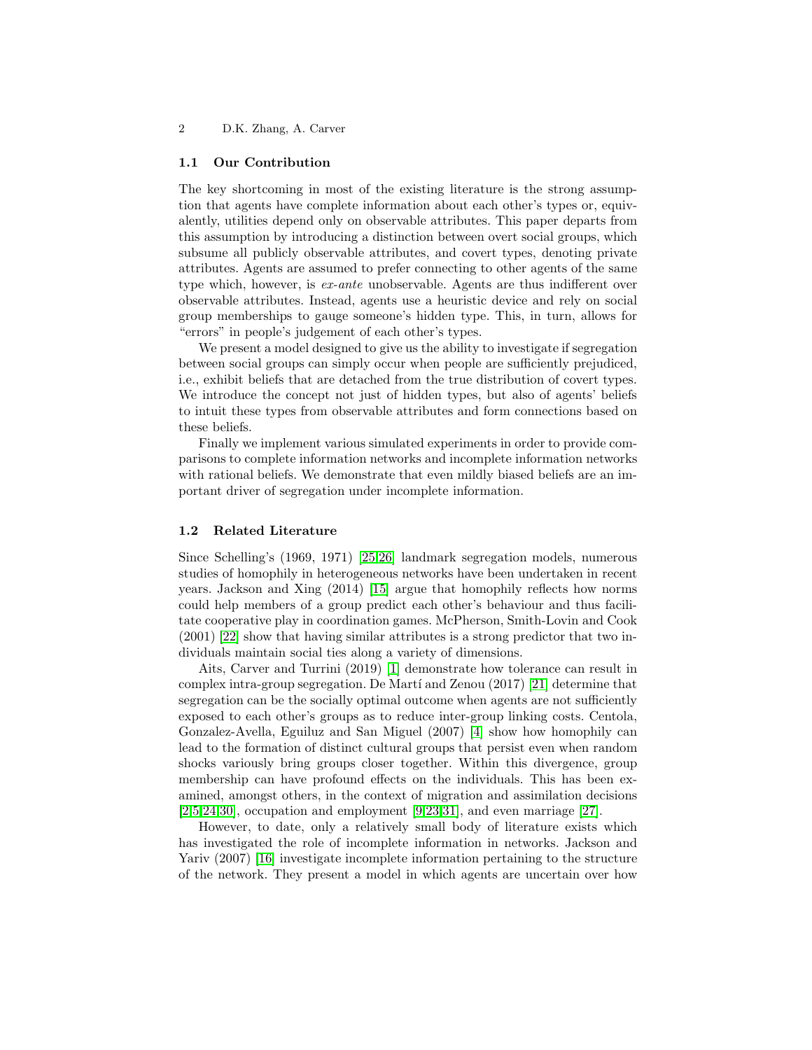### 1.1 Our Contribution

The key shortcoming in most of the existing literature is the strong assumption that agents have complete information about each other's types or, equivalently, utilities depend only on observable attributes. This paper departs from this assumption by introducing a distinction between overt social groups, which subsume all publicly observable attributes, and covert types, denoting private attributes. Agents are assumed to prefer connecting to other agents of the same type which, however, is *ex-ante* unobservable. Agents are thus indifferent over observable attributes. Instead, agents use a heuristic device and rely on social group memberships to gauge someone's hidden type. This, in turn, allows for "errors" in people's judgement of each other's types.

We present a model designed to give us the ability to investigate if segregation between social groups can simply occur when people are sufficiently prejudiced, i.e., exhibit beliefs that are detached from the true distribution of covert types. We introduce the concept not just of hidden types, but also of agents' beliefs to intuit these types from observable attributes and form connections based on these beliefs.

Finally we implement various simulated experiments in order to provide comparisons to complete information networks and incomplete information networks with rational beliefs. We demonstrate that even mildly biased beliefs are an important driver of segregation under incomplete information.

### 1.2 Related Literature

Since Schelling's (1969, 1971) [25,26] landmark segregation models, numerous studies of homophily in heterogeneous networks have been undertaken in recent years. Jackson and Xing (2014) [15] argue that homophily reflects how norms could help members of a group predict each other's behaviour and thus facilitate cooperative play in coordination games. McPherson, Smith-Lovin and Cook (2001) [22] show that having similar attributes is a strong predictor that two individuals maintain social ties along a variety of dimensions.

Aits, Carver and Turrini (2019) [1] demonstrate how tolerance can result in complex intra-group segregation. De Martí and Zenou (2017) [21] determine that segregation can be the socially optimal outcome when agents are not sufficiently exposed to each other's groups as to reduce inter-group linking costs. Centola, Gonzalez-Avella, Eguiluz and San Miguel (2007) [4] show how homophily can lead to the formation of distinct cultural groups that persist even when random shocks variously bring groups closer together. Within this divergence, group membership can have profound effects on the individuals. This has been examined, amongst others, in the context of migration and assimilation decisions [2,5,24,30], occupation and employment [9,23,31], and even marriage [27].

However, to date, only a relatively small body of literature exists which has investigated the role of incomplete information in networks. Jackson and Yariv (2007) [16] investigate incomplete information pertaining to the structure of the network. They present a model in which agents are uncertain over how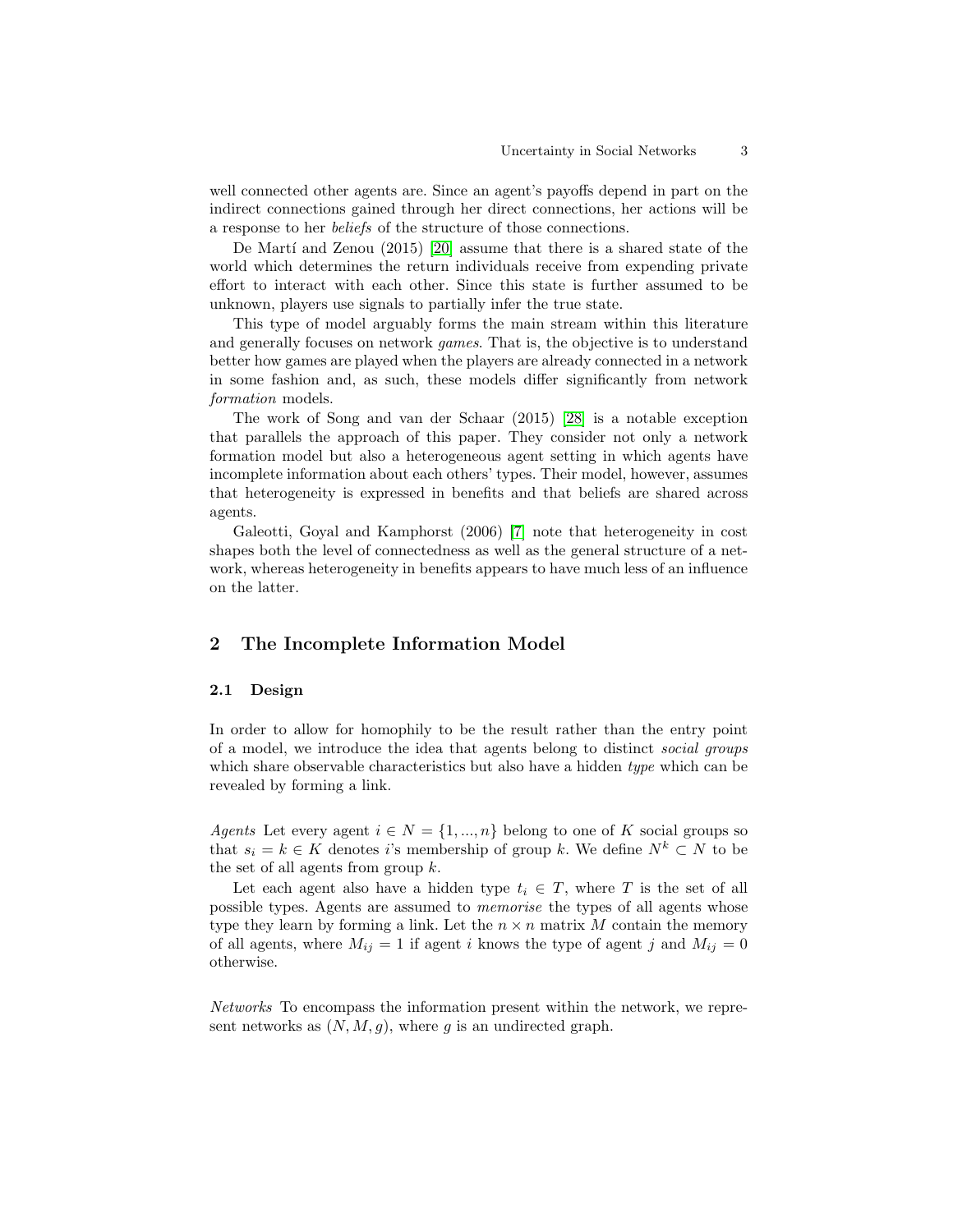well connected other agents are. Since an agent's payoffs depend in part on the indirect connections gained through her direct connections, her actions will be a response to her *beliefs* of the structure of those connections.

De Martí and Zenou (2015) [20] assume that there is a shared state of the world which determines the return individuals receive from expending private effort to interact with each other. Since this state is further assumed to be unknown, players use signals to partially infer the true state.

This type of model arguably forms the main stream within this literature and generally focuses on network *games*. That is, the objective is to understand better how games are played when the players are already connected in a network in some fashion and, as such, these models differ significantly from network *formation* models.

The work of Song and van der Schaar (2015) [28] is a notable exception that parallels the approach of this paper. They consider not only a network formation model but also a heterogeneous agent setting in which agents have incomplete information about each others' types. Their model, however, assumes that heterogeneity is expressed in benefits and that beliefs are shared across agents.

Galeotti, Goyal and Kamphorst (2006) [7] note that heterogeneity in cost shapes both the level of connectedness as well as the general structure of a network, whereas heterogeneity in benefits appears to have much less of an influence on the latter.

## 2 The Incomplete Information Model

### 2.1 Design

In order to allow for homophily to be the result rather than the entry point of a model, we introduce the idea that agents belong to distinct *social groups* which share observable characteristics but also have a hidden *type* which can be revealed by forming a link.

*Agents* Let every agent $i \in N = \{1, ..., n\}$ belong to one of $K$ social groups so that $s_i = k \in K$ denotes $i$'s membership of group $k$. We define $N^k \subset N$ to be the set of all agents from group $k$.

Let each agent also have a hidden type $t_i \in T$, where $T$ is the set of all possible types. Agents are assumed to *memorise* the types of all agents whose type they learn by forming a link. Let the $n \times n$ matrix $M$ contain the memory of all agents, where $M_{ij} = 1$ if agent $i$ knows the type of agent $j$ and $M_{ij} = 0$ otherwise.

*Networks* To encompass the information present within the network, we represent networks as $(N, M, g)$, where $g$ is an undirected graph.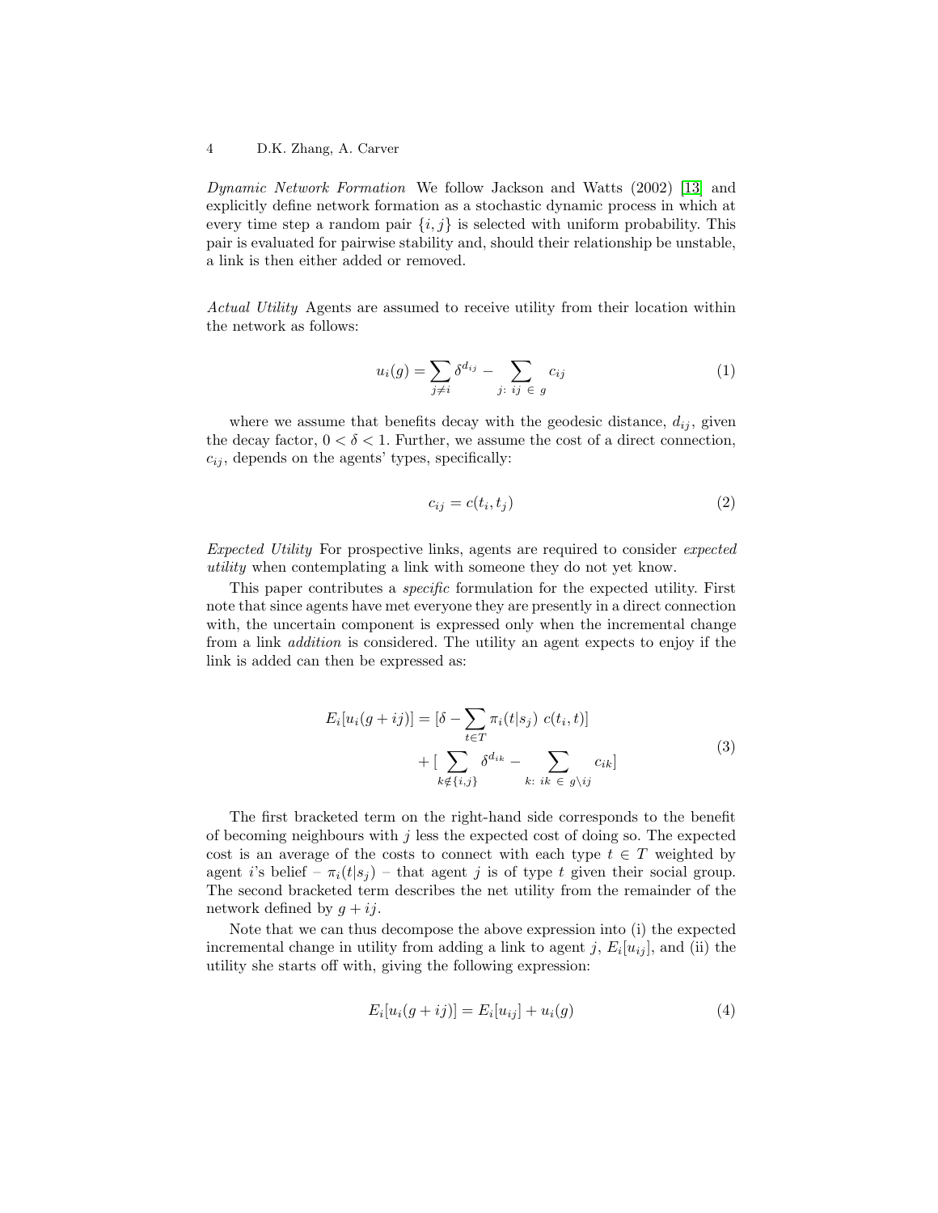*Dynamic Network Formation* We follow Jackson and Watts (2002) [13] and explicitly define network formation as a stochastic dynamic process in which at every time step a random pair $\{i, j\}$ is selected with uniform probability. This pair is evaluated for pairwise stability and, should their relationship be unstable, a link is then either added or removed.

*Actual Utility* Agents are assumed to receive utility from their location within the network as follows:

$$u_i(g) = \sum_{j \neq i} \delta^{d_{ij}} - \sum_{j:\ ij\ \in\ g} c_{ij} \tag{1}$$

where we assume that benefits decay with the geodesic distance, $d_{ij}$, given the decay factor, $0 < \delta < 1$. Further, we assume the cost of a direct connection, $c_{ij}$, depends on the agents' types, specifically:

$$c_{ij} = c(t_i, t_j) \tag{2}$$

*Expected Utility* For prospective links, agents are required to consider *expected utility* when contemplating a link with someone they do not yet know.

This paper contributes a *specific* formulation for the expected utility. First note that since agents have met everyone they are presently in a direct connection with, the uncertain component is expressed only when the incremental change from a link *addition* is considered. The utility an agent expects to enjoy if the link is added can then be expressed as:

$$\begin{aligned} E_i[u_i(g + ij)] = {} & [\delta - \sum_{t \in T} \pi_i(t|s_j)\ c(t_i, t)] \\ & + [\sum_{k \notin \{i,j\}} \delta^{d_{ik}} - \sum_{k:\ ik\ \in\ g \setminus ij} c_{ik}] \end{aligned} \tag{3}$$

The first bracketed term on the right-hand side corresponds to the benefit of becoming neighbours with $j$ less the expected cost of doing so. The expected cost is an average of the costs to connect with each type $t \in T$ weighted by agent $i$'s belief – $\pi_i(t|s_j)$ – that agent $j$ is of type $t$ given their social group. The second bracketed term describes the net utility from the remainder of the network defined by $g + ij$.

Note that we can thus decompose the above expression into (i) the expected incremental change in utility from adding a link to agent $j$, $E_i[u_{ij}]$, and (ii) the utility she starts off with, giving the following expression:

$$E_i[u_i(g + ij)] = E_i[u_{ij}] + u_i(g) \tag{4}$$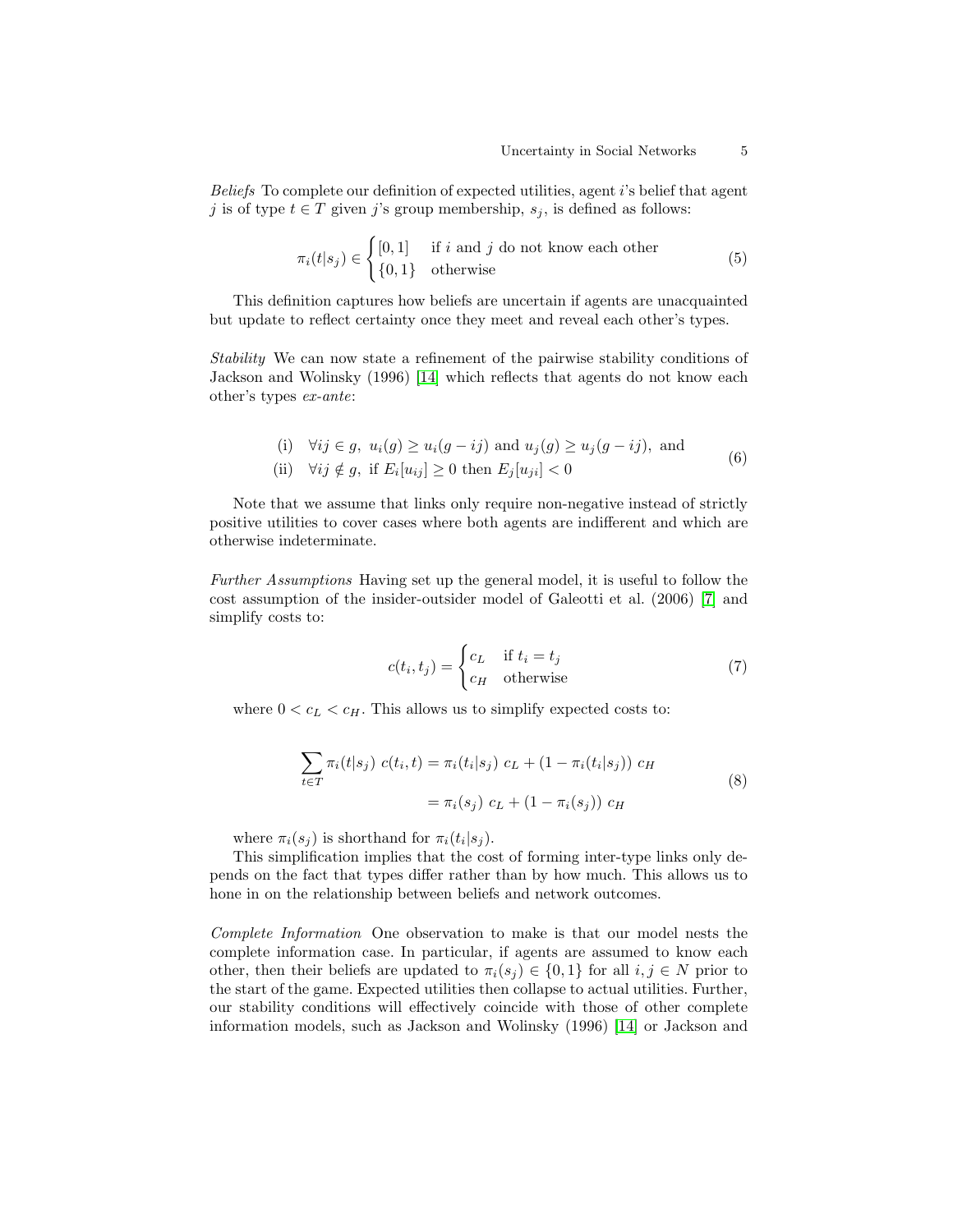*Beliefs* To complete our definition of expected utilities, agent $i$'s belief that agent $j$ is of type $t \in T$ given $j$'s group membership, $s_j$, is defined as follows:

$$\pi_i(t|s_j) \in \begin{cases} [0,1] & \text{if } i \text{ and } j \text{ do not know each other} \\ \{0,1\} & \text{otherwise} \end{cases} \tag{5}$$

This definition captures how beliefs are uncertain if agents are unacquainted but update to reflect certainty once they meet and reveal each other's types.

*Stability* We can now state a refinement of the pairwise stability conditions of Jackson and Wolinsky (1996) [14] which reflects that agents do not know each other's types *ex-ante*:

$$\begin{aligned} &\text{(i)} \quad \forall ij \in g,\ u_i(g) \geq u_i(g - ij) \text{ and } u_j(g) \geq u_j(g - ij), \text{ and} \\ &\text{(ii)} \quad \forall ij \notin g,\ \text{if } E_i[u_{ij}] \geq 0 \text{ then } E_j[u_{ji}] < 0 \end{aligned} \tag{6}$$

Note that we assume that links only require non-negative instead of strictly positive utilities to cover cases where both agents are indifferent and which are otherwise indeterminate.

*Further Assumptions* Having set up the general model, it is useful to follow the cost assumption of the insider-outsider model of Galeotti et al. (2006) [7] and simplify costs to:

$$c(t_i, t_j) = \begin{cases} c_L & \text{if } t_i = t_j \\ c_H & \text{otherwise} \end{cases} \tag{7}$$

where $0 < c_L < c_H$. This allows us to simplify expected costs to:

$$\begin{aligned} \sum_{t \in T} \pi_i(t|s_j)\ c(t_i, t) &= \pi_i(t_i|s_j)\ c_L + (1 - \pi_i(t_i|s_j))\ c_H \\ &= \pi_i(s_j)\ c_L + (1 - \pi_i(s_j))\ c_H \end{aligned} \tag{8}$$

where $\pi_i(s_j)$ is shorthand for $\pi_i(t_i|s_j)$.

This simplification implies that the cost of forming inter-type links only depends on the fact that types differ rather than by how much. This allows us to hone in on the relationship between beliefs and network outcomes.

*Complete Information* One observation to make is that our model nests the complete information case. In particular, if agents are assumed to know each other, then their beliefs are updated to $\pi_i(s_j) \in \{0, 1\}$ for all $i, j \in N$ prior to the start of the game. Expected utilities then collapse to actual utilities. Further, our stability conditions will effectively coincide with those of other complete information models, such as Jackson and Wolinsky (1996) [14] or Jackson and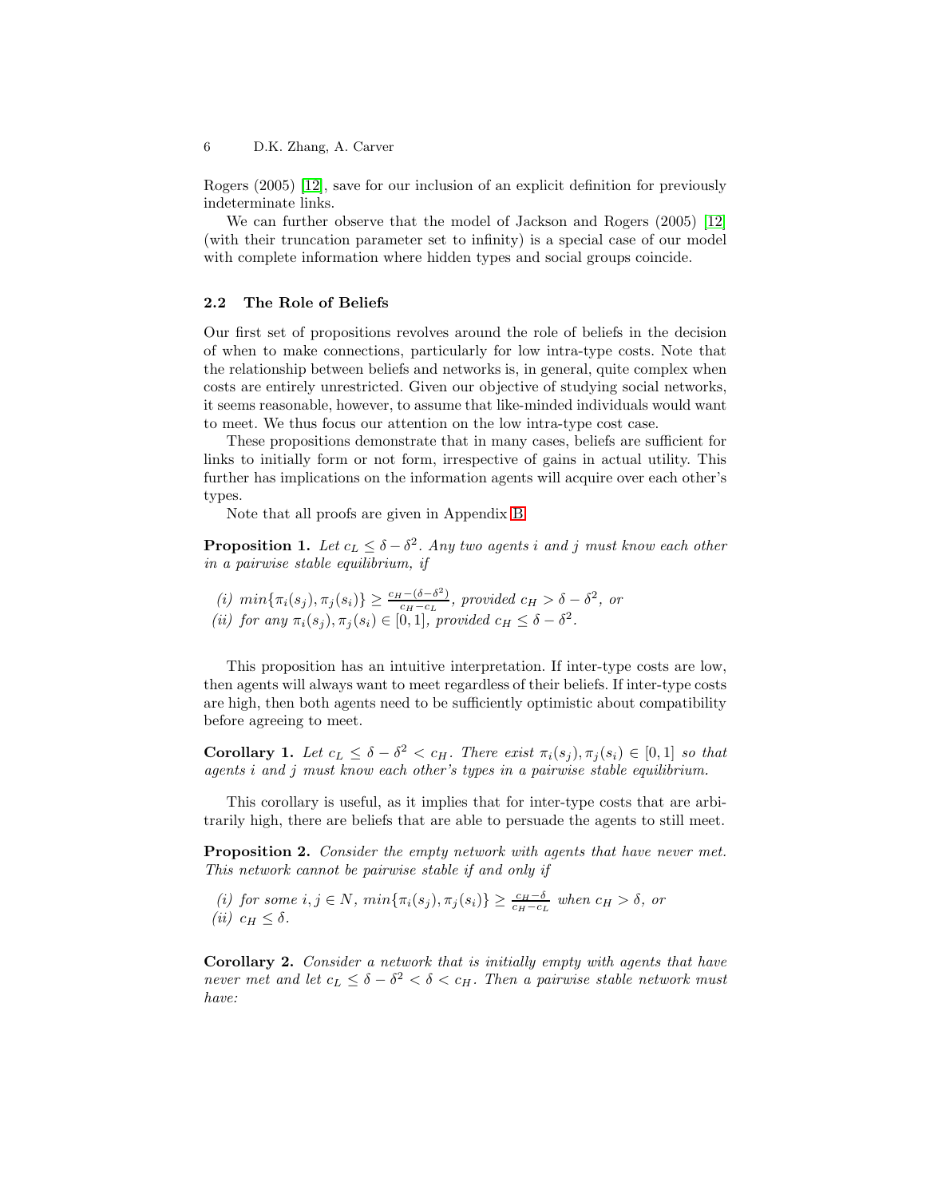Rogers (2005) [12], save for our inclusion of an explicit definition for previously indeterminate links.

We can further observe that the model of Jackson and Rogers (2005) [12] (with their truncation parameter set to infinity) is a special case of our model with complete information where hidden types and social groups coincide.

### 2.2 The Role of Beliefs

Our first set of propositions revolves around the role of beliefs in the decision of when to make connections, particularly for low intra-type costs. Note that the relationship between beliefs and networks is, in general, quite complex when costs are entirely unrestricted. Given our objective of studying social networks, it seems reasonable, however, to assume that like-minded individuals would want to meet. We thus focus our attention on the low intra-type cost case.

These propositions demonstrate that in many cases, beliefs are sufficient for links to initially form or not form, irrespective of gains in actual utility. This further has implications on the information agents will acquire over each other's types.

Note that all proofs are given in Appendix B.

**Proposition 1.** *Let $c_L \leq \delta - \delta^2$. Any two agents $i$ and $j$ must know each other in a pairwise stable equilibrium, if*

*(i) $min\{\pi_i(s_j), \pi_j(s_i)\} \geq \frac{c_H - (\delta - \delta^2)}{c_H - c_L}$, provided $c_H > \delta - \delta^2$, or*
*(ii) for any $\pi_i(s_j), \pi_j(s_i) \in [0, 1]$, provided $c_H \leq \delta - \delta^2$.*

This proposition has an intuitive interpretation. If inter-type costs are low, then agents will always want to meet regardless of their beliefs. If inter-type costs are high, then both agents need to be sufficiently optimistic about compatibility before agreeing to meet.

**Corollary 1.** *Let $c_L \leq \delta - \delta^2 < c_H$. There exist $\pi_i(s_j), \pi_j(s_i) \in [0, 1]$ so that agents $i$ and $j$ must know each other's types in a pairwise stable equilibrium.*

This corollary is useful, as it implies that for inter-type costs that are arbitrarily high, there are beliefs that are able to persuade the agents to still meet.

**Proposition 2.** *Consider the empty network with agents that have never met. This network cannot be pairwise stable if and only if*

*(i) for some $i, j \in N$, $min\{\pi_i(s_j), \pi_j(s_i)\} \geq \frac{c_H - \delta}{c_H - c_L}$ when $c_H > \delta$, or*
*(ii) $c_H \leq \delta$.*

**Corollary 2.** *Consider a network that is initially empty with agents that have never met and let $c_L \leq \delta - \delta^2 < \delta < c_H$. Then a pairwise stable network must have:*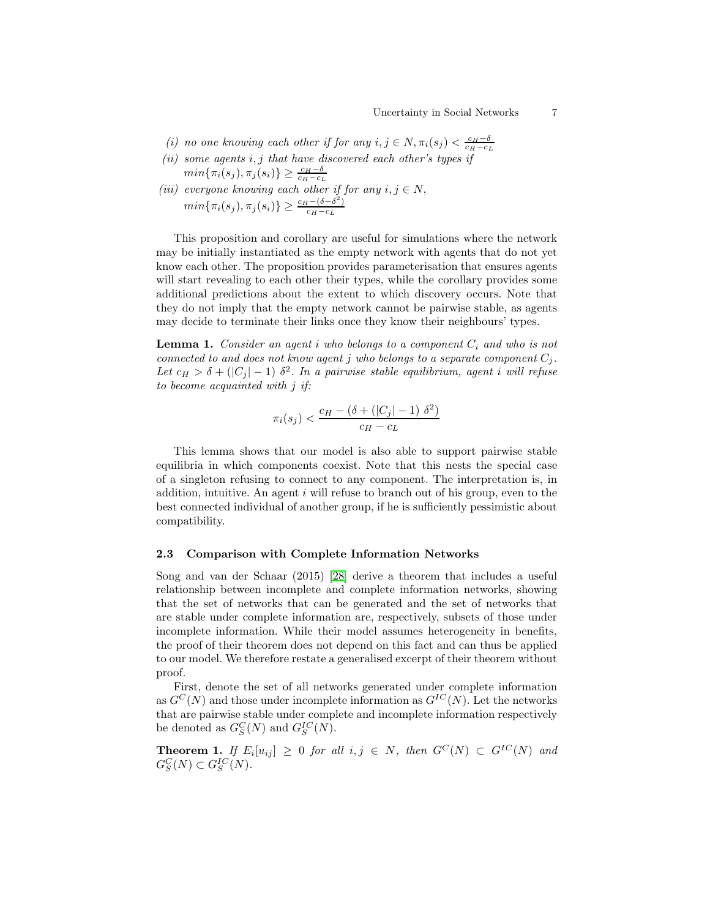(i) *no one knowing each other if for any* $i, j \in N, \pi_i(s_j) < \frac{c_H - \delta}{c_H - c_L}$

(ii) *some agents* $i, j$ *that have discovered each other's types if* $min\{\pi_i(s_j), \pi_j(s_i)\} \geq \frac{c_H - \delta}{c_H - c_L}$

(iii) *everyone knowing each other if for any* $i, j \in N$, $min\{\pi_i(s_j), \pi_j(s_i)\} \geq \frac{c_H - (\delta - \delta^2)}{c_H - c_L}$

This proposition and corollary are useful for simulations where the network may be initially instantiated as the empty network with agents that do not yet know each other. The proposition provides parameterisation that ensures agents will start revealing to each other their types, while the corollary provides some additional predictions about the extent to which discovery occurs. Note that they do not imply that the empty network cannot be pairwise stable, as agents may decide to terminate their links once they know their neighbours' types.

**Lemma 1.** *Consider an agent* $i$ *who belongs to a component* $C_i$ *and who is not connected to and does not know agent* $j$ *who belongs to a separate component* $C_j$*. Let* $c_H > \delta + (|C_j| - 1)\ \delta^2$*. In a pairwise stable equilibrium, agent* $i$ *will refuse to become acquainted with* $j$ *if:*

$$\pi_i(s_j) < \frac{c_H - (\delta + (|C_j| - 1)\ \delta^2)}{c_H - c_L}$$

This lemma shows that our model is also able to support pairwise stable equilibria in which components coexist. Note that this nests the special case of a singleton refusing to connect to any component. The interpretation is, in addition, intuitive. An agent $i$ will refuse to branch out of his group, even to the best connected individual of another group, if he is sufficiently pessimistic about compatibility.

### 2.3 Comparison with Complete Information Networks

Song and van der Schaar (2015) [28] derive a theorem that includes a useful relationship between incomplete and complete information networks, showing that the set of networks that can be generated and the set of networks that are stable under complete information are, respectively, subsets of those under incomplete information. While their model assumes heterogeneity in benefits, the proof of their theorem does not depend on this fact and can thus be applied to our model. We therefore restate a generalised excerpt of their theorem without proof.

First, denote the set of all networks generated under complete information as $G^C(N)$ and those under incomplete information as $G^{IC}(N)$. Let the networks that are pairwise stable under complete and incomplete information respectively be denoted as $G^C_S(N)$ and $G^{IC}_S(N)$.

**Theorem 1.** *If* $E_i[u_{ij}] \geq 0$ *for all* $i, j \in N$*, then* $G^C(N) \subset G^{IC}(N)$ *and* $G^C_S(N) \subset G^{IC}_S(N)$.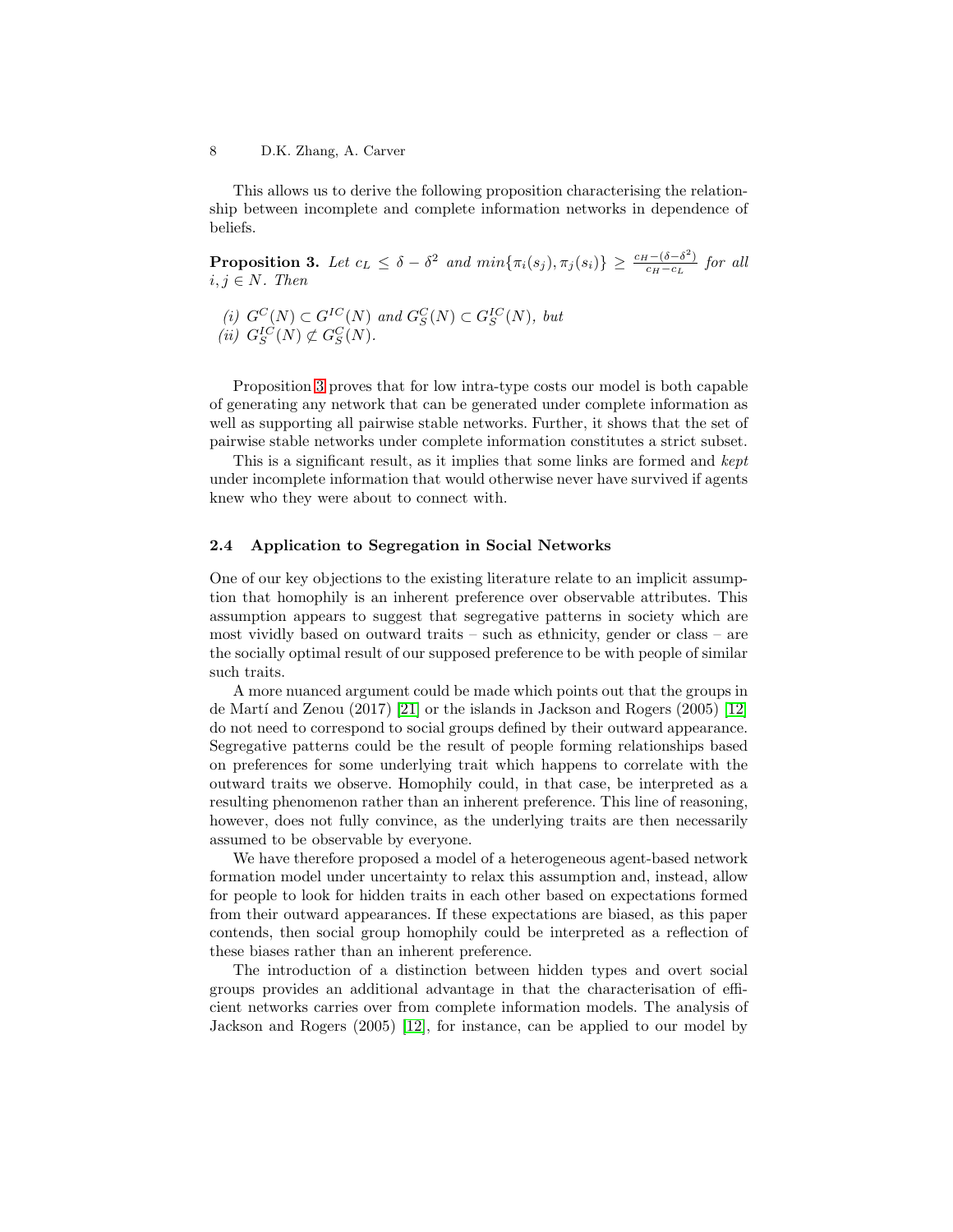This allows us to derive the following proposition characterising the relationship between incomplete and complete information networks in dependence of beliefs.

**Proposition 3.** *Let $c_L \leq \delta - \delta^2$ and $min\{\pi_i(s_j), \pi_j(s_i)\} \geq \frac{c_H - (\delta - \delta^2)}{c_H - c_L}$ for all $i, j \in N$. Then*

*(i) $G^C(N) \subset G^{IC}(N)$ and $G^C_S(N) \subset G^{IC}_S(N)$, but*
*(ii) $G^{IC}_S(N) \not\subset G^C_S(N)$.*

Proposition 3 proves that for low intra-type costs our model is both capable of generating any network that can be generated under complete information as well as supporting all pairwise stable networks. Further, it shows that the set of pairwise stable networks under complete information constitutes a strict subset.

This is a significant result, as it implies that some links are formed and *kept* under incomplete information that would otherwise never have survived if agents knew who they were about to connect with.

### 2.4 Application to Segregation in Social Networks

One of our key objections to the existing literature relate to an implicit assumption that homophily is an inherent preference over observable attributes. This assumption appears to suggest that segregative patterns in society which are most vividly based on outward traits – such as ethnicity, gender or class – are the socially optimal result of our supposed preference to be with people of similar such traits.

A more nuanced argument could be made which points out that the groups in de Martí and Zenou (2017) [21] or the islands in Jackson and Rogers (2005) [12] do not need to correspond to social groups defined by their outward appearance. Segregative patterns could be the result of people forming relationships based on preferences for some underlying trait which happens to correlate with the outward traits we observe. Homophily could, in that case, be interpreted as a resulting phenomenon rather than an inherent preference. This line of reasoning, however, does not fully convince, as the underlying traits are then necessarily assumed to be observable by everyone.

We have therefore proposed a model of a heterogeneous agent-based network formation model under uncertainty to relax this assumption and, instead, allow for people to look for hidden traits in each other based on expectations formed from their outward appearances. If these expectations are biased, as this paper contends, then social group homophily could be interpreted as a reflection of these biases rather than an inherent preference.

The introduction of a distinction between hidden types and overt social groups provides an additional advantage in that the characterisation of efficient networks carries over from complete information models. The analysis of Jackson and Rogers (2005) [12], for instance, can be applied to our model by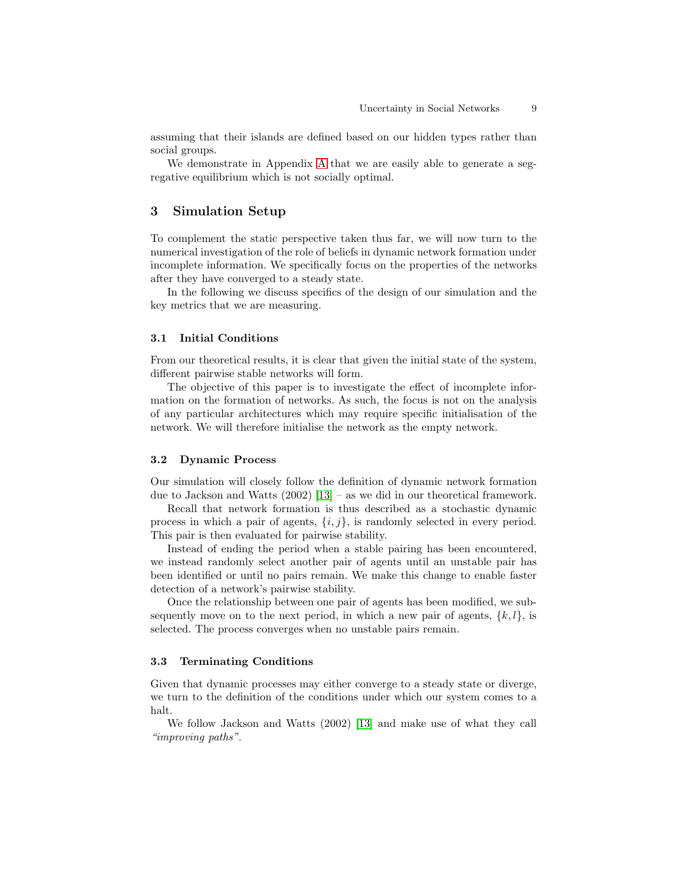assuming that their islands are defined based on our hidden types rather than social groups.

We demonstrate in Appendix A that we are easily able to generate a segregative equilibrium which is not socially optimal.

## 3 Simulation Setup

To complement the static perspective taken thus far, we will now turn to the numerical investigation of the role of beliefs in dynamic network formation under incomplete information. We specifically focus on the properties of the networks after they have converged to a steady state.

In the following we discuss specifics of the design of our simulation and the key metrics that we are measuring.

### 3.1 Initial Conditions

From our theoretical results, it is clear that given the initial state of the system, different pairwise stable networks will form.

The objective of this paper is to investigate the effect of incomplete information on the formation of networks. As such, the focus is not on the analysis of any particular architectures which may require specific initialisation of the network. We will therefore initialise the network as the empty network.

### 3.2 Dynamic Process

Our simulation will closely follow the definition of dynamic network formation due to Jackson and Watts (2002) [13] – as we did in our theoretical framework.

Recall that network formation is thus described as a stochastic dynamic process in which a pair of agents, $\{i, j\}$, is randomly selected in every period. This pair is then evaluated for pairwise stability.

Instead of ending the period when a stable pairing has been encountered, we instead randomly select another pair of agents until an unstable pair has been identified or until no pairs remain. We make this change to enable faster detection of a network's pairwise stability.

Once the relationship between one pair of agents has been modified, we subsequently move on to the next period, in which a new pair of agents, $\{k, l\}$, is selected. The process converges when no unstable pairs remain.

### 3.3 Terminating Conditions

Given that dynamic processes may either converge to a steady state or diverge, we turn to the definition of the conditions under which our system comes to a halt.

We follow Jackson and Watts (2002) [13] and make use of what they call *"improving paths"*.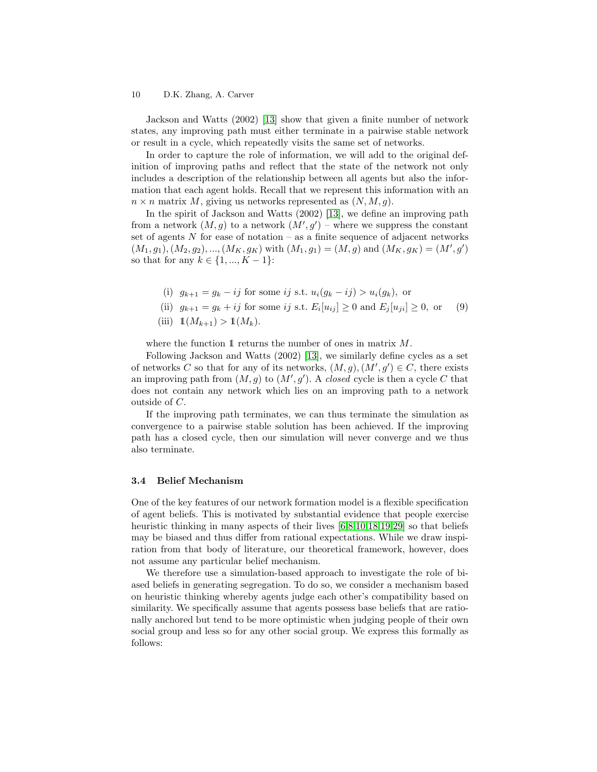Jackson and Watts (2002) [13] show that given a finite number of network states, any improving path must either terminate in a pairwise stable network or result in a cycle, which repeatedly visits the same set of networks.

In order to capture the role of information, we will add to the original definition of improving paths and reflect that the state of the network not only includes a description of the relationship between all agents but also the information that each agent holds. Recall that we represent this information with an $n \times n$ matrix $M$, giving us networks represented as $(N, M, g)$.

In the spirit of Jackson and Watts (2002) [13], we define an improving path from a network $(M, g)$ to a network $(M', g')$ – where we suppress the constant set of agents $N$ for ease of notation – as a finite sequence of adjacent networks $(M_1, g_1), (M_2, g_2), ..., (M_K, g_K)$ with $(M_1, g_1) = (M, g)$ and $(M_K, g_K) = (M', g')$ so that for any $k \in \{1, ..., K-1\}$:

$$
\begin{aligned}
&\text{(i)} \;\; g_{k+1} = g_k - ij \text{ for some } ij \text{ s.t. } u_i(g_k - ij) > u_i(g_k), \text{ or} \\
&\text{(ii)} \;\; g_{k+1} = g_k + ij \text{ for some } ij \text{ s.t. } E_i[u_{ij}] \geq 0 \text{ and } E_j[u_{ji}] \geq 0, \text{ or} \\
&\text{(iii)} \;\; \mathbb{1}(M_{k+1}) > \mathbb{1}(M_k).
\end{aligned}
\tag{9}
$$

where the function $\mathbb{1}$ returns the number of ones in matrix $M$.

Following Jackson and Watts (2002) [13], we similarly define cycles as a set of networks $C$ so that for any of its networks, $(M, g), (M', g') \in C$, there exists an improving path from $(M, g)$ to $(M', g')$. A *closed* cycle is then a cycle $C$ that does not contain any network which lies on an improving path to a network outside of $C$.

If the improving path terminates, we can thus terminate the simulation as convergence to a pairwise stable solution has been achieved. If the improving path has a closed cycle, then our simulation will never converge and we thus also terminate.

### 3.4 Belief Mechanism

One of the key features of our network formation model is a flexible specification of agent beliefs. This is motivated by substantial evidence that people exercise heuristic thinking in many aspects of their lives [6,8,10,18,19,29] so that beliefs may be biased and thus differ from rational expectations. While we draw inspiration from that body of literature, our theoretical framework, however, does not assume any particular belief mechanism.

We therefore use a simulation-based approach to investigate the role of biased beliefs in generating segregation. To do so, we consider a mechanism based on heuristic thinking whereby agents judge each other's compatibility based on similarity. We specifically assume that agents possess base beliefs that are rationally anchored but tend to be more optimistic when judging people of their own social group and less so for any other social group. We express this formally as follows: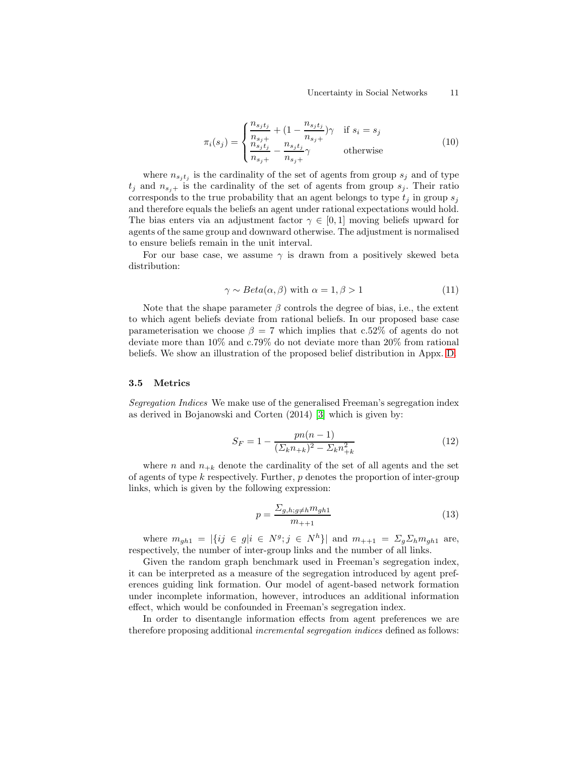$$
\pi_i(s_j) = \begin{cases} \dfrac{n_{s_j t_j}}{n_{s_j+}} + (1 - \dfrac{n_{s_j t_j}}{n_{s_j+}})\gamma & \text{if } s_i = s_j \\ \dfrac{n_{s_j t_j}}{n_{s_j+}} - \dfrac{n_{s_j t_j}}{n_{s_j+}}\gamma & \text{otherwise} \end{cases} \tag{10}
$$

where $n_{s_j t_j}$ is the cardinality of the set of agents from group $s_j$ and of type $t_j$ and $n_{s_j+}$ is the cardinality of the set of agents from group $s_j$. Their ratio corresponds to the true probability that an agent belongs to type $t_j$ in group $s_j$ and therefore equals the beliefs an agent under rational expectations would hold. The bias enters via an adjustment factor $\gamma \in [0, 1]$ moving beliefs upward for agents of the same group and downward otherwise. The adjustment is normalised to ensure beliefs remain in the unit interval.

For our base case, we assume $\gamma$ is drawn from a positively skewed beta distribution:

$$
\gamma \sim Beta(\alpha, \beta) \text{ with } \alpha = 1, \beta > 1 \tag{11}
$$

Note that the shape parameter $\beta$ controls the degree of bias, i.e., the extent to which agent beliefs deviate from rational beliefs. In our proposed base case parameterisation we choose $\beta = 7$ which implies that c.52% of agents do not deviate more than 10% and c.79% do not deviate more than 20% from rational beliefs. We show an illustration of the proposed belief distribution in Appx. D.

### 3.5 Metrics

*Segregation Indices* We make use of the generalised Freeman's segregation index as derived in Bojanowski and Corten (2014) [3] which is given by:

$$
S_F = 1 - \frac{pn(n-1)}{(\Sigma_k n_{+k})^2 - \Sigma_k n_{+k}^2} \tag{12}
$$

where $n$ and $n_{+k}$ denote the cardinality of the set of all agents and the set of agents of type $k$ respectively. Further, $p$ denotes the proportion of inter-group links, which is given by the following expression:

$$
p = \frac{\Sigma_{g,h;g \neq h} m_{gh1}}{m_{++1}} \tag{13}
$$

where $m_{gh1} = |\{ij \in g | i \in N^g; j \in N^h\}|$ and $m_{++1} = \Sigma_g \Sigma_h m_{gh1}$ are, respectively, the number of inter-group links and the number of all links.

Given the random graph benchmark used in Freeman's segregation index, it can be interpreted as a measure of the segregation introduced by agent preferences guiding link formation. Our model of agent-based network formation under incomplete information, however, introduces an additional information effect, which would be confounded in Freeman's segregation index.

In order to disentangle information effects from agent preferences we are therefore proposing additional *incremental segregation indices* defined as follows: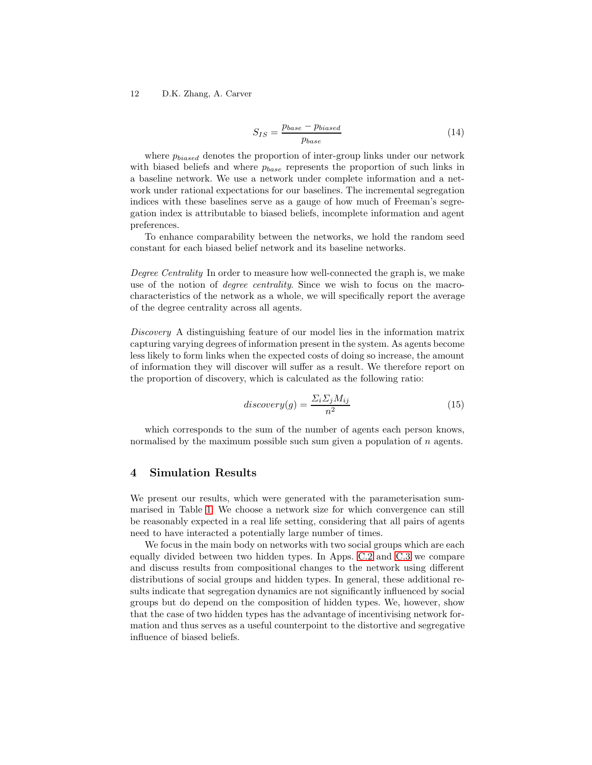$$S_{IS} = \frac{p_{base} - p_{biased}}{p_{base}} \tag{14}$$

where $p_{biased}$ denotes the proportion of inter-group links under our network with biased beliefs and where $p_{base}$ represents the proportion of such links in a baseline network. We use a network under complete information and a network under rational expectations for our baselines. The incremental segregation indices with these baselines serve as a gauge of how much of Freeman's segregation index is attributable to biased beliefs, incomplete information and agent preferences.

To enhance comparability between the networks, we hold the random seed constant for each biased belief network and its baseline networks.

*Degree Centrality* In order to measure how well-connected the graph is, we make use of the notion of *degree centrality*. Since we wish to focus on the macro-characteristics of the network as a whole, we will specifically report the average of the degree centrality across all agents.

*Discovery* A distinguishing feature of our model lies in the information matrix capturing varying degrees of information present in the system. As agents become less likely to form links when the expected costs of doing so increase, the amount of information they will discover will suffer as a result. We therefore report on the proportion of discovery, which is calculated as the following ratio:

$$discovery(g) = \frac{\Sigma_i \Sigma_j M_{ij}}{n^2} \tag{15}$$

which corresponds to the sum of the number of agents each person knows, normalised by the maximum possible such sum given a population of $n$ agents.

## 4 Simulation Results

We present our results, which were generated with the parameterisation summarised in Table 1. We choose a network size for which convergence can still be reasonably expected in a real life setting, considering that all pairs of agents need to have interacted a potentially large number of times.

We focus in the main body on networks with two social groups which are each equally divided between two hidden types. In Apps. C.2 and C.3 we compare and discuss results from compositional changes to the network using different distributions of social groups and hidden types. In general, these additional results indicate that segregation dynamics are not significantly influenced by social groups but do depend on the composition of hidden types. We, however, show that the case of two hidden types has the advantage of incentivising network formation and thus serves as a useful counterpoint to the distortive and segregative influence of biased beliefs.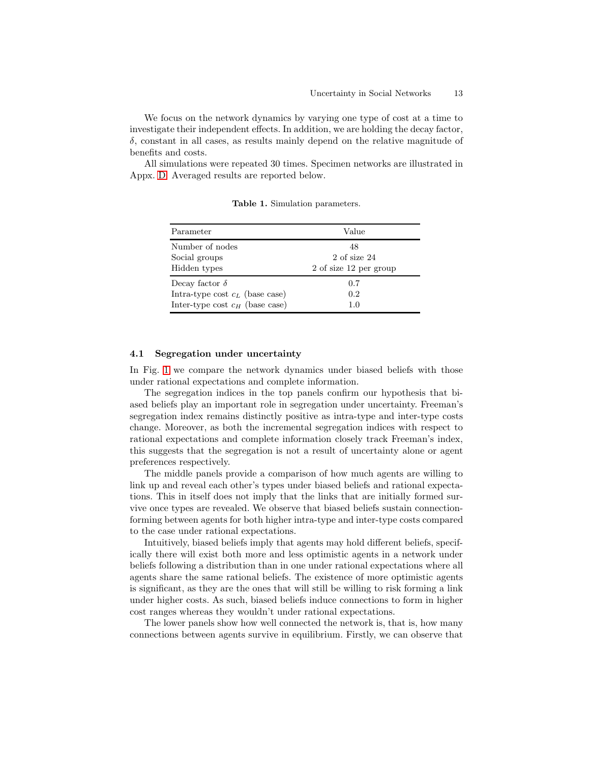We focus on the network dynamics by varying one type of cost at a time to investigate their independent effects. In addition, we are holding the decay factor, $\delta$, constant in all cases, as results mainly depend on the relative magnitude of benefits and costs.

All simulations were repeated 30 times. Specimen networks are illustrated in Appx. D. Averaged results are reported below.

**Table 1.** Simulation parameters.

| Parameter | Value |
|---|---|
| Number of nodes | 48 |
| Social groups | 2 of size 24 |
| Hidden types | 2 of size 12 per group |
| Decay factor $\delta$ | 0.7 |
| Intra-type cost $c_L$ (base case) | 0.2 |
| Inter-type cost $c_H$ (base case) | 1.0 |

### 4.1 Segregation under uncertainty

In Fig. 1 we compare the network dynamics under biased beliefs with those under rational expectations and complete information.

The segregation indices in the top panels confirm our hypothesis that biased beliefs play an important role in segregation under uncertainty. Freeman's segregation index remains distinctly positive as intra-type and inter-type costs change. Moreover, as both the incremental segregation indices with respect to rational expectations and complete information closely track Freeman's index, this suggests that the segregation is not a result of uncertainty alone or agent preferences respectively.

The middle panels provide a comparison of how much agents are willing to link up and reveal each other's types under biased beliefs and rational expectations. This in itself does not imply that the links that are initially formed survive once types are revealed. We observe that biased beliefs sustain connection-forming between agents for both higher intra-type and inter-type costs compared to the case under rational expectations.

Intuitively, biased beliefs imply that agents may hold different beliefs, specifically there will exist both more and less optimistic agents in a network under beliefs following a distribution than in one under rational expectations where all agents share the same rational beliefs. The existence of more optimistic agents is significant, as they are the ones that will still be willing to risk forming a link under higher costs. As such, biased beliefs induce connections to form in higher cost ranges whereas they wouldn't under rational expectations.

The lower panels show how well connected the network is, that is, how many connections between agents survive in equilibrium. Firstly, we can observe that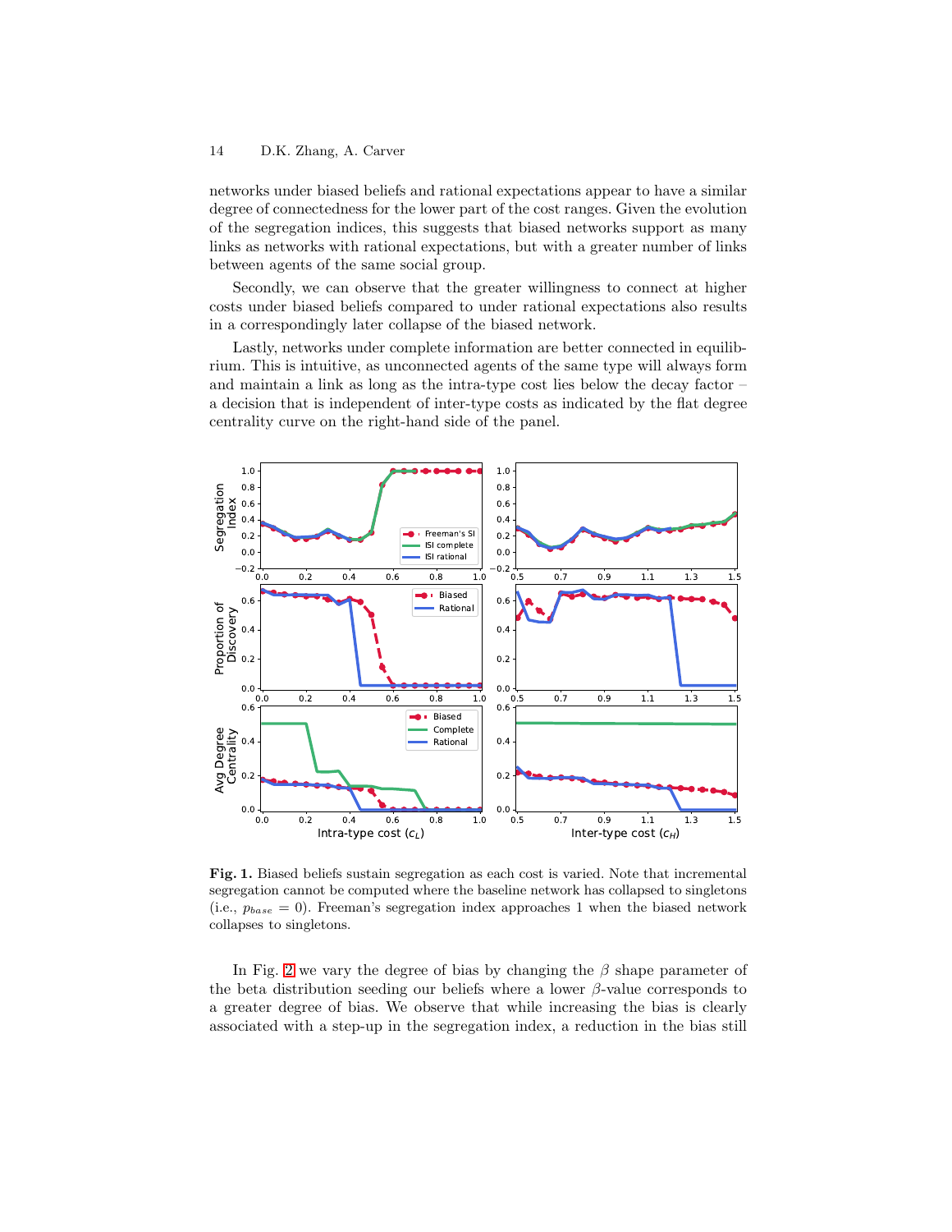networks under biased beliefs and rational expectations appear to have a similar degree of connectedness for the lower part of the cost ranges. Given the evolution of the segregation indices, this suggests that biased networks support as many links as networks with rational expectations, but with a greater number of links between agents of the same social group.

Secondly, we can observe that the greater willingness to connect at higher costs under biased beliefs compared to under rational expectations also results in a correspondingly later collapse of the biased network.

Lastly, networks under complete information are better connected in equilibrium. This is intuitive, as unconnected agents of the same type will always form and maintain a link as long as the intra-type cost lies below the decay factor – a decision that is independent of inter-type costs as indicated by the flat degree centrality curve on the right-hand side of the panel.

**Fig. 1.** Biased beliefs sustain segregation as each cost is varied. Note that incremental segregation cannot be computed where the baseline network has collapsed to singletons (i.e., $p_{base} = 0$). Freeman's segregation index approaches 1 when the biased network collapses to singletons.

In Fig. 2 we vary the degree of bias by changing the $\beta$ shape parameter of the beta distribution seeding our beliefs where a lower $\beta$-value corresponds to a greater degree of bias. We observe that while increasing the bias is clearly associated with a step-up in the segregation index, a reduction in the bias still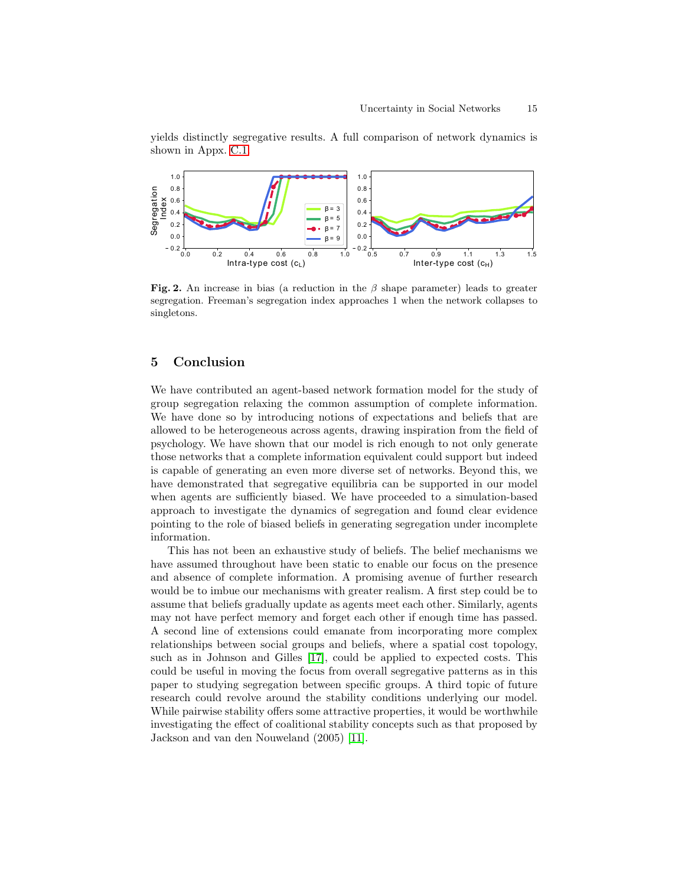yields distinctly segregative results. A full comparison of network dynamics is shown in Appx. C.1.

**Fig. 2.** An increase in bias (a reduction in the $\beta$ shape parameter) leads to greater segregation. Freeman's segregation index approaches 1 when the network collapses to singletons.

## 5 Conclusion

We have contributed an agent-based network formation model for the study of group segregation relaxing the common assumption of complete information. We have done so by introducing notions of expectations and beliefs that are allowed to be heterogeneous across agents, drawing inspiration from the field of psychology. We have shown that our model is rich enough to not only generate those networks that a complete information equivalent could support but indeed is capable of generating an even more diverse set of networks. Beyond this, we have demonstrated that segregative equilibria can be supported in our model when agents are sufficiently biased. We have proceeded to a simulation-based approach to investigate the dynamics of segregation and found clear evidence pointing to the role of biased beliefs in generating segregation under incomplete information.

This has not been an exhaustive study of beliefs. The belief mechanisms we have assumed throughout have been static to enable our focus on the presence and absence of complete information. A promising avenue of further research would be to imbue our mechanisms with greater realism. A first step could be to assume that beliefs gradually update as agents meet each other. Similarly, agents may not have perfect memory and forget each other if enough time has passed. A second line of extensions could emanate from incorporating more complex relationships between social groups and beliefs, where a spatial cost topology, such as in Johnson and Gilles [17], could be applied to expected costs. This could be useful in moving the focus from overall segregative patterns as in this paper to studying segregation between specific groups. A third topic of future research could revolve around the stability conditions underlying our model. While pairwise stability offers some attractive properties, it would be worthwhile investigating the effect of coalitional stability concepts such as that proposed by Jackson and van den Nouweland (2005) [11].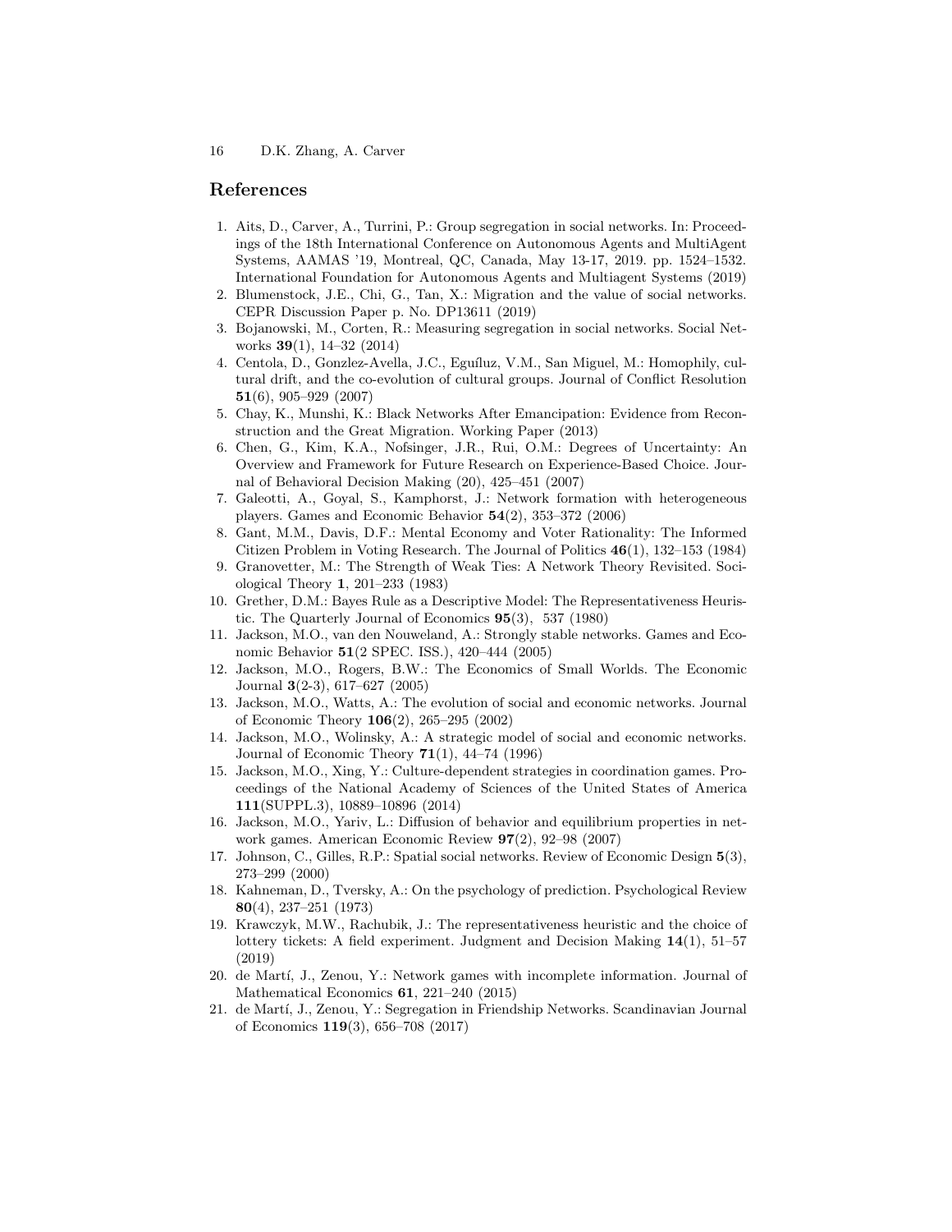## References

1. Aits, D., Carver, A., Turrini, P.: Group segregation in social networks. In: Proceedings of the 18th International Conference on Autonomous Agents and MultiAgent Systems, AAMAS '19, Montreal, QC, Canada, May 13-17, 2019. pp. 1524–1532. International Foundation for Autonomous Agents and Multiagent Systems (2019)
2. Blumenstock, J.E., Chi, G., Tan, X.: Migration and the value of social networks. CEPR Discussion Paper p. No. DP13611 (2019)
3. Bojanowski, M., Corten, R.: Measuring segregation in social networks. Social Networks **39**(1), 14–32 (2014)
4. Centola, D., Gonzlez-Avella, J.C., Eguíluz, V.M., San Miguel, M.: Homophily, cultural drift, and the co-evolution of cultural groups. Journal of Conflict Resolution **51**(6), 905–929 (2007)
5. Chay, K., Munshi, K.: Black Networks After Emancipation: Evidence from Reconstruction and the Great Migration. Working Paper (2013)
6. Chen, G., Kim, K.A., Nofsinger, J.R., Rui, O.M.: Degrees of Uncertainty: An Overview and Framework for Future Research on Experience-Based Choice. Journal of Behavioral Decision Making (20), 425–451 (2007)
7. Galeotti, A., Goyal, S., Kamphorst, J.: Network formation with heterogeneous players. Games and Economic Behavior **54**(2), 353–372 (2006)
8. Gant, M.M., Davis, D.F.: Mental Economy and Voter Rationality: The Informed Citizen Problem in Voting Research. The Journal of Politics **46**(1), 132–153 (1984)
9. Granovetter, M.: The Strength of Weak Ties: A Network Theory Revisited. Sociological Theory **1**, 201–233 (1983)
10. Grether, D.M.: Bayes Rule as a Descriptive Model: The Representativeness Heuristic. The Quarterly Journal of Economics **95**(3), 537 (1980)
11. Jackson, M.O., van den Nouweland, A.: Strongly stable networks. Games and Economic Behavior **51**(2 SPEC. ISS.), 420–444 (2005)
12. Jackson, M.O., Rogers, B.W.: The Economics of Small Worlds. The Economic Journal **3**(2-3), 617–627 (2005)
13. Jackson, M.O., Watts, A.: The evolution of social and economic networks. Journal of Economic Theory **106**(2), 265–295 (2002)
14. Jackson, M.O., Wolinsky, A.: A strategic model of social and economic networks. Journal of Economic Theory **71**(1), 44–74 (1996)
15. Jackson, M.O., Xing, Y.: Culture-dependent strategies in coordination games. Proceedings of the National Academy of Sciences of the United States of America **111**(SUPPL.3), 10889–10896 (2014)
16. Jackson, M.O., Yariv, L.: Diffusion of behavior and equilibrium properties in network games. American Economic Review **97**(2), 92–98 (2007)
17. Johnson, C., Gilles, R.P.: Spatial social networks. Review of Economic Design **5**(3), 273–299 (2000)
18. Kahneman, D., Tversky, A.: On the psychology of prediction. Psychological Review **80**(4), 237–251 (1973)
19. Krawczyk, M.W., Rachubik, J.: The representativeness heuristic and the choice of lottery tickets: A field experiment. Judgment and Decision Making **14**(1), 51–57 (2019)
20. de Martí, J., Zenou, Y.: Network games with incomplete information. Journal of Mathematical Economics **61**, 221–240 (2015)
21. de Martí, J., Zenou, Y.: Segregation in Friendship Networks. Scandinavian Journal of Economics **119**(3), 656–708 (2017)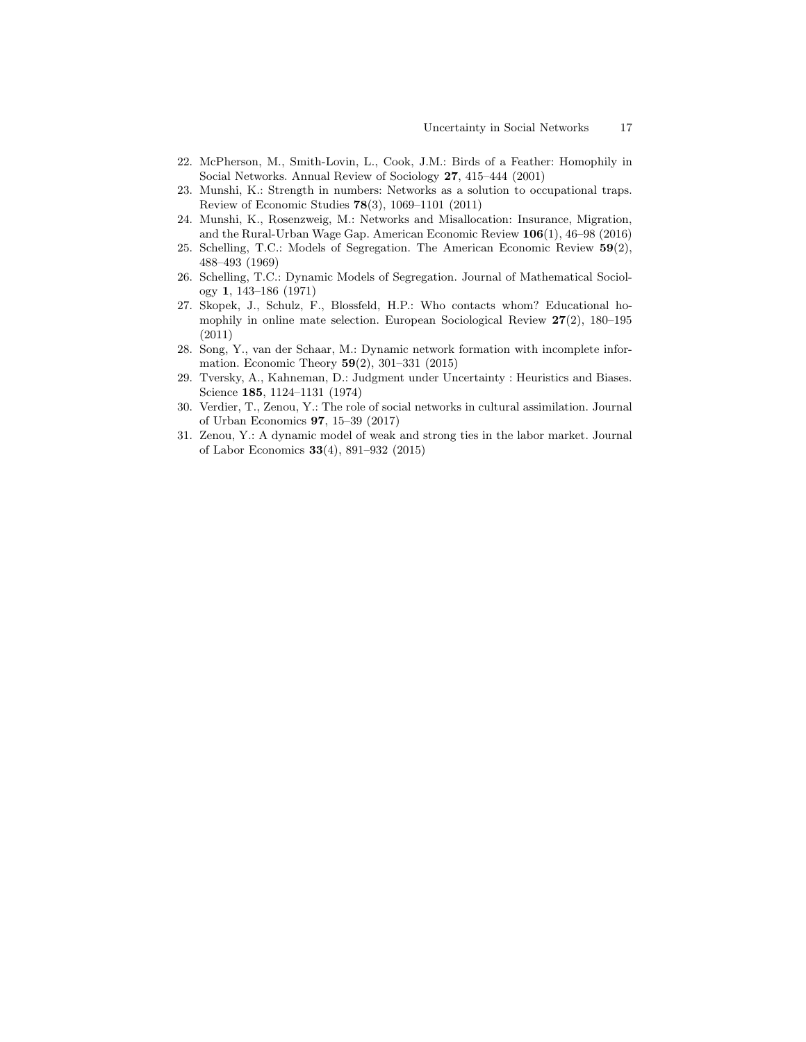22. McPherson, M., Smith-Lovin, L., Cook, J.M.: Birds of a Feather: Homophily in Social Networks. Annual Review of Sociology **27**, 415–444 (2001)
23. Munshi, K.: Strength in numbers: Networks as a solution to occupational traps. Review of Economic Studies **78**(3), 1069–1101 (2011)
24. Munshi, K., Rosenzweig, M.: Networks and Misallocation: Insurance, Migration, and the Rural-Urban Wage Gap. American Economic Review **106**(1), 46–98 (2016)
25. Schelling, T.C.: Models of Segregation. The American Economic Review **59**(2), 488–493 (1969)
26. Schelling, T.C.: Dynamic Models of Segregation. Journal of Mathematical Sociology **1**, 143–186 (1971)
27. Skopek, J., Schulz, F., Blossfeld, H.P.: Who contacts whom? Educational homophily in online mate selection. European Sociological Review **27**(2), 180–195 (2011)
28. Song, Y., van der Schaar, M.: Dynamic network formation with incomplete information. Economic Theory **59**(2), 301–331 (2015)
29. Tversky, A., Kahneman, D.: Judgment under Uncertainty : Heuristics and Biases. Science **185**, 1124–1131 (1974)
30. Verdier, T., Zenou, Y.: The role of social networks in cultural assimilation. Journal of Urban Economics **97**, 15–39 (2017)
31. Zenou, Y.: A dynamic model of weak and strong ties in the labor market. Journal of Labor Economics **33**(4), 891–932 (2015)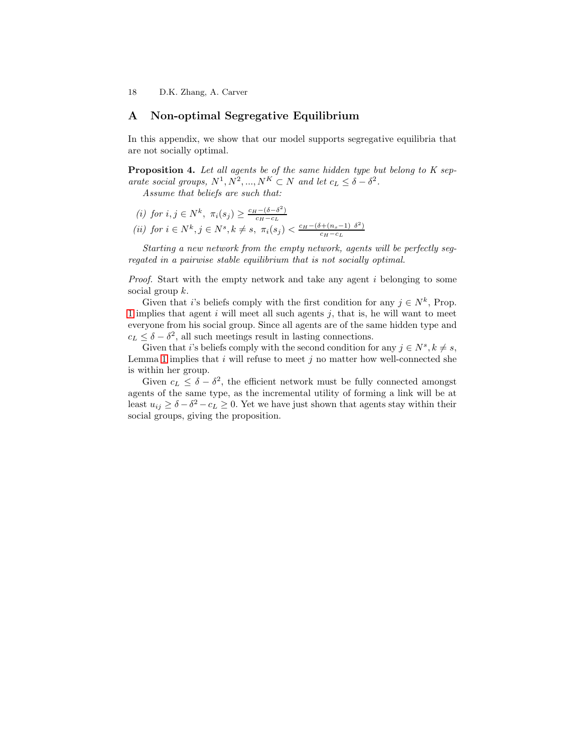# A Non-optimal Segregative Equilibrium

In this appendix, we show that our model supports segregative equilibria that are not socially optimal.

**Proposition 4.** *Let all agents be of the same hidden type but belong to $K$ separate social groups, $N^1, N^2, ..., N^K \subset N$ and let $c_L \leq \delta - \delta^2$.*

*Assume that beliefs are such that:*

*(i) for $i, j \in N^k$, $\pi_i(s_j) \geq \frac{c_H - (\delta - \delta^2)}{c_H - c_L}$*

*(ii) for $i \in N^k, j \in N^s, k \neq s$, $\pi_i(s_j) < \frac{c_H - (\delta + (n_s - 1)\ \delta^2)}{c_H - c_L}$*

*Starting a new network from the empty network, agents will be perfectly segregated in a pairwise stable equilibrium that is not socially optimal.*

*Proof.* Start with the empty network and take any agent $i$ belonging to some social group $k$.

Given that $i$'s beliefs comply with the first condition for any $j \in N^k$, Prop. 1 implies that agent $i$ will meet all such agents $j$, that is, he will want to meet everyone from his social group. Since all agents are of the same hidden type and $c_L \leq \delta - \delta^2$, all such meetings result in lasting connections.

Given that $i$'s beliefs comply with the second condition for any $j \in N^s, k \neq s$, Lemma 1 implies that $i$ will refuse to meet $j$ no matter how well-connected she is within her group.

Given $c_L \leq \delta - \delta^2$, the efficient network must be fully connected amongst agents of the same type, as the incremental utility of forming a link will be at least $u_{ij} \geq \delta - \delta^2 - c_L \geq 0$. Yet we have just shown that agents stay within their social groups, giving the proposition.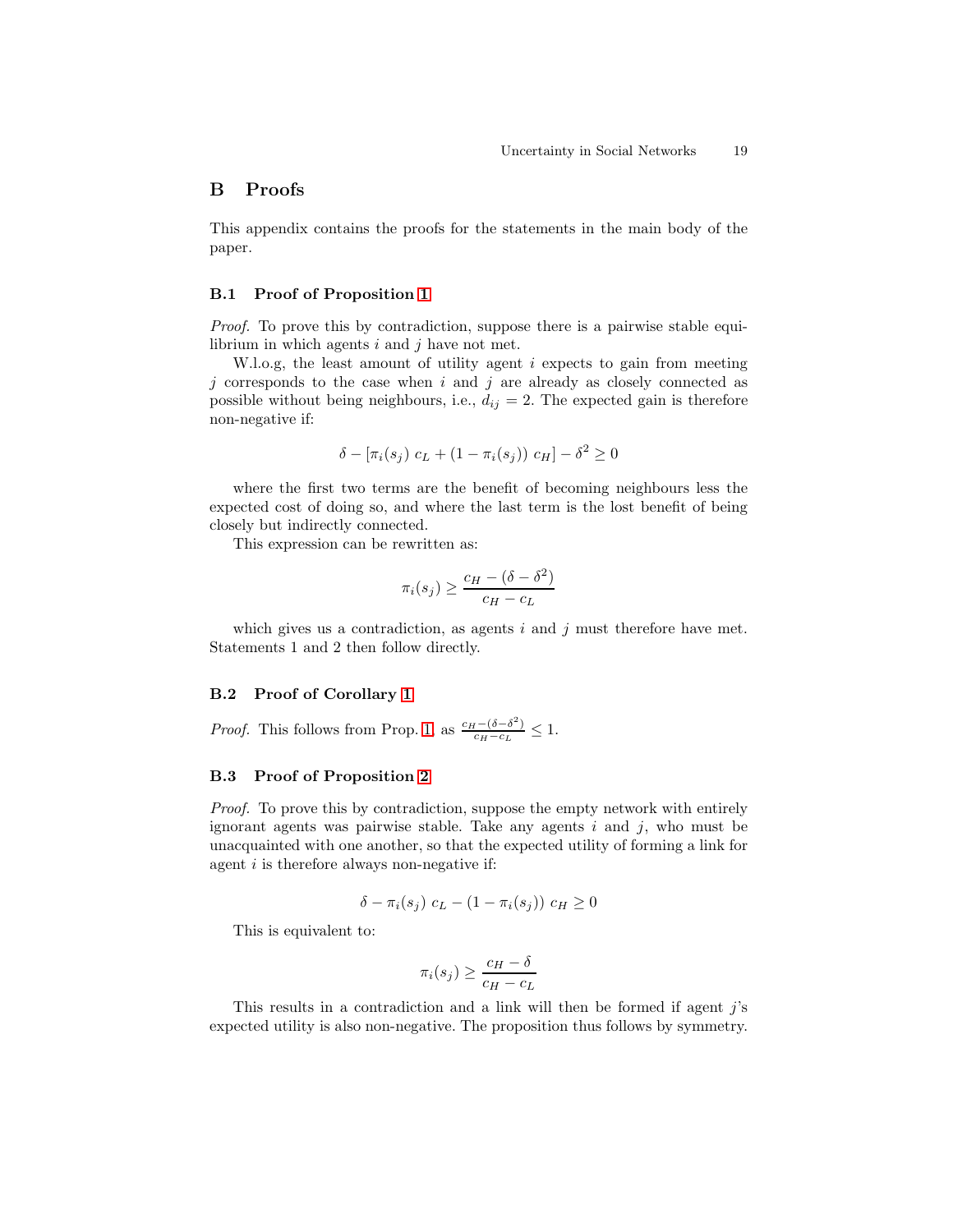## B Proofs

This appendix contains the proofs for the statements in the main body of the paper.

### B.1 Proof of Proposition 1

*Proof.* To prove this by contradiction, suppose there is a pairwise stable equilibrium in which agents $i$ and $j$ have not met.

W.l.o.g, the least amount of utility agent $i$ expects to gain from meeting $j$ corresponds to the case when $i$ and $j$ are already as closely connected as possible without being neighbours, i.e., $d_{ij} = 2$. The expected gain is therefore non-negative if:

$$\delta - [\pi_i(s_j)\ c_L + (1 - \pi_i(s_j))\ c_H] - \delta^2 \geq 0$$

where the first two terms are the benefit of becoming neighbours less the expected cost of doing so, and where the last term is the lost benefit of being closely but indirectly connected.

This expression can be rewritten as:

$$\pi_i(s_j) \geq \frac{c_H - (\delta - \delta^2)}{c_H - c_L}$$

which gives us a contradiction, as agents $i$ and $j$ must therefore have met. Statements 1 and 2 then follow directly.

### B.2 Proof of Corollary 1

*Proof.* This follows from Prop. 1, as $\frac{c_H - (\delta - \delta^2)}{c_H - c_L} \leq 1$.

### B.3 Proof of Proposition 2

*Proof.* To prove this by contradiction, suppose the empty network with entirely ignorant agents was pairwise stable. Take any agents $i$ and $j$, who must be unacquainted with one another, so that the expected utility of forming a link for agent $i$ is therefore always non-negative if:

$$\delta - \pi_i(s_j)\ c_L - (1 - \pi_i(s_j))\ c_H \geq 0$$

This is equivalent to:

$$\pi_i(s_j) \geq \frac{c_H - \delta}{c_H - c_L}$$

This results in a contradiction and a link will then be formed if agent $j$'s expected utility is also non-negative. The proposition thus follows by symmetry.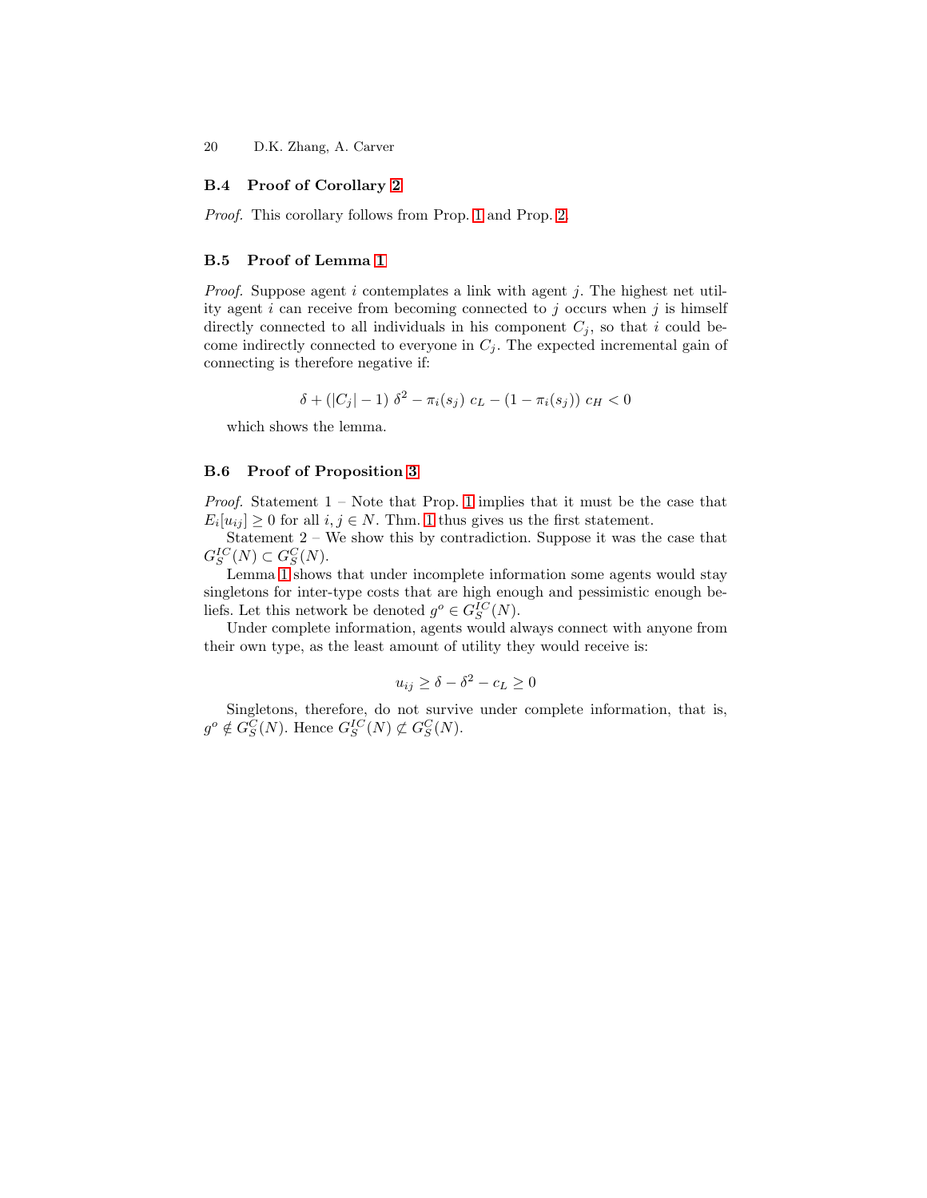### B.4 Proof of Corollary 2

*Proof.* This corollary follows from Prop. 1 and Prop. 2.

### B.5 Proof of Lemma 1

*Proof.* Suppose agent $i$ contemplates a link with agent $j$. The highest net utility agent $i$ can receive from becoming connected to $j$ occurs when $j$ is himself directly connected to all individuals in his component $C_j$, so that $i$ could become indirectly connected to everyone in $C_j$. The expected incremental gain of connecting is therefore negative if:

$$\delta + (|C_j| - 1)\ \delta^2 - \pi_i(s_j)\ c_L - (1 - \pi_i(s_j))\ c_H < 0$$

which shows the lemma.

### B.6 Proof of Proposition 3

*Proof.* Statement 1 – Note that Prop. 1 implies that it must be the case that $E_i[u_{ij}] \geq 0$ for all $i, j \in N$. Thm. 1 thus gives us the first statement.

Statement 2 – We show this by contradiction. Suppose it was the case that $G_S^{IC}(N) \subset G_S^C(N)$.

Lemma 1 shows that under incomplete information some agents would stay singletons for inter-type costs that are high enough and pessimistic enough beliefs. Let this network be denoted $g^o \in G_S^{IC}(N)$.

Under complete information, agents would always connect with anyone from their own type, as the least amount of utility they would receive is:

$$u_{ij} \geq \delta - \delta^2 - c_L \geq 0$$

Singletons, therefore, do not survive under complete information, that is, $g^o \notin G_S^C(N)$. Hence $G_S^{IC}(N) \not\subset G_S^C(N)$.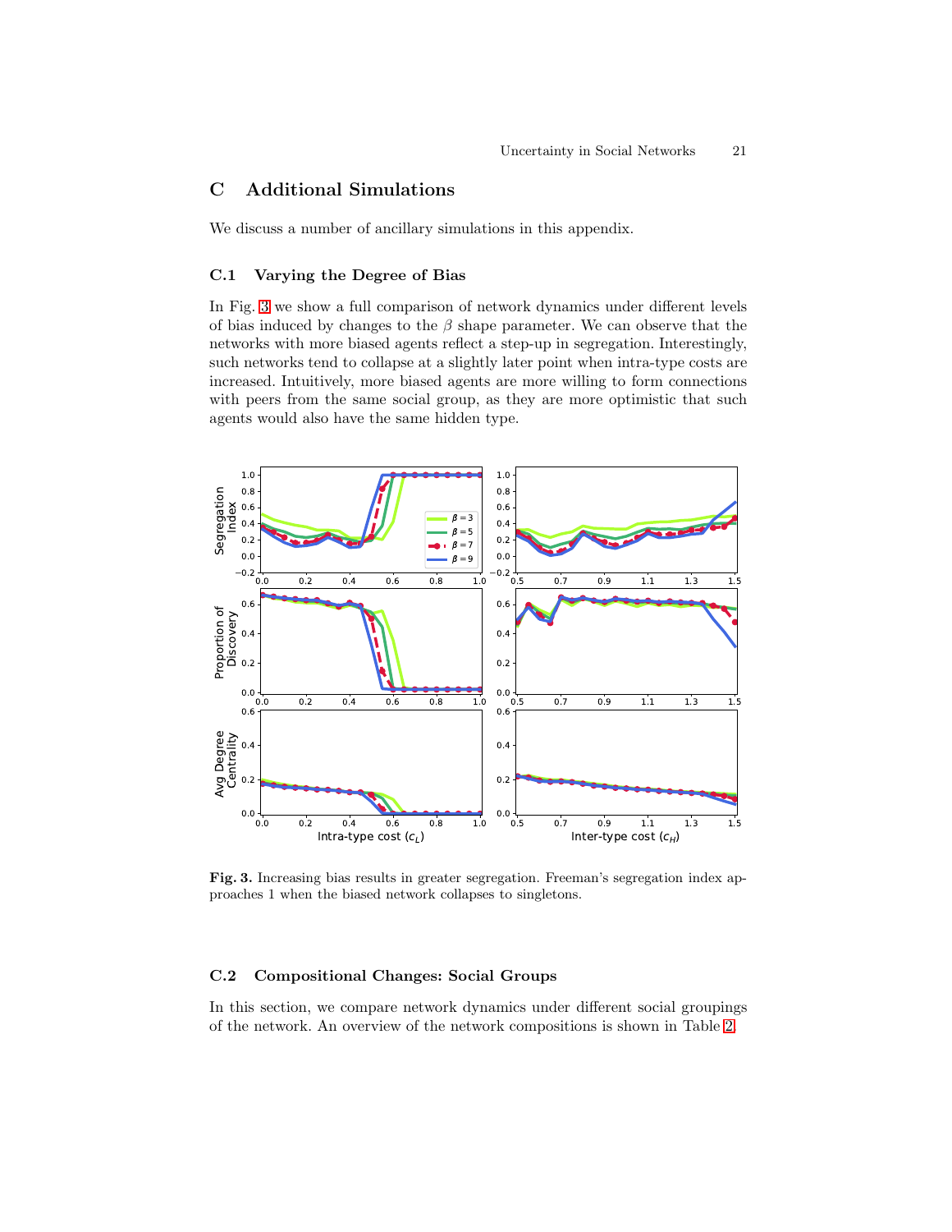## C Additional Simulations

We discuss a number of ancillary simulations in this appendix.

### C.1 Varying the Degree of Bias

In Fig. 3 we show a full comparison of network dynamics under different levels of bias induced by changes to the $\beta$ shape parameter. We can observe that the networks with more biased agents reflect a step-up in segregation. Interestingly, such networks tend to collapse at a slightly later point when intra-type costs are increased. Intuitively, more biased agents are more willing to form connections with peers from the same social group, as they are more optimistic that such agents would also have the same hidden type.

**Fig. 3.** Increasing bias results in greater segregation. Freeman's segregation index approaches 1 when the biased network collapses to singletons.

### C.2 Compositional Changes: Social Groups

In this section, we compare network dynamics under different social groupings of the network. An overview of the network compositions is shown in Table 2.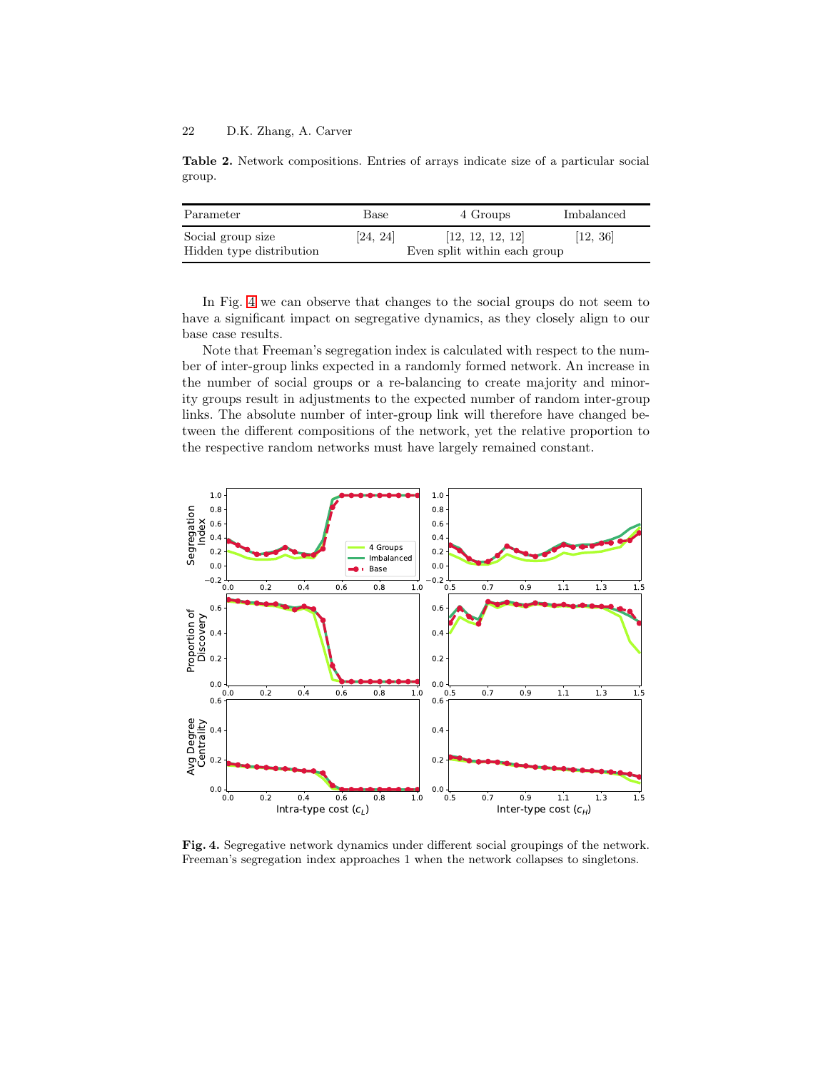**Table 2.** Network compositions. Entries of arrays indicate size of a particular social group.

| Parameter | Base | 4 Groups | Imbalanced |
|---|---|---|---|
| Social group size | [24, 24] | [12, 12, 12, 12] | [12, 36] |
| Hidden type distribution | | Even split within each group | |

In Fig. 4 we can observe that changes to the social groups do not seem to have a significant impact on segregative dynamics, as they closely align to our base case results.

Note that Freeman's segregation index is calculated with respect to the number of inter-group links expected in a randomly formed network. An increase in the number of social groups or a re-balancing to create majority and minority groups result in adjustments to the expected number of random inter-group links. The absolute number of inter-group link will therefore have changed between the different compositions of the network, yet the relative proportion to the respective random networks must have largely remained constant.

**Fig. 4.** Segregative network dynamics under different social groupings of the network. Freeman's segregation index approaches 1 when the network collapses to singletons.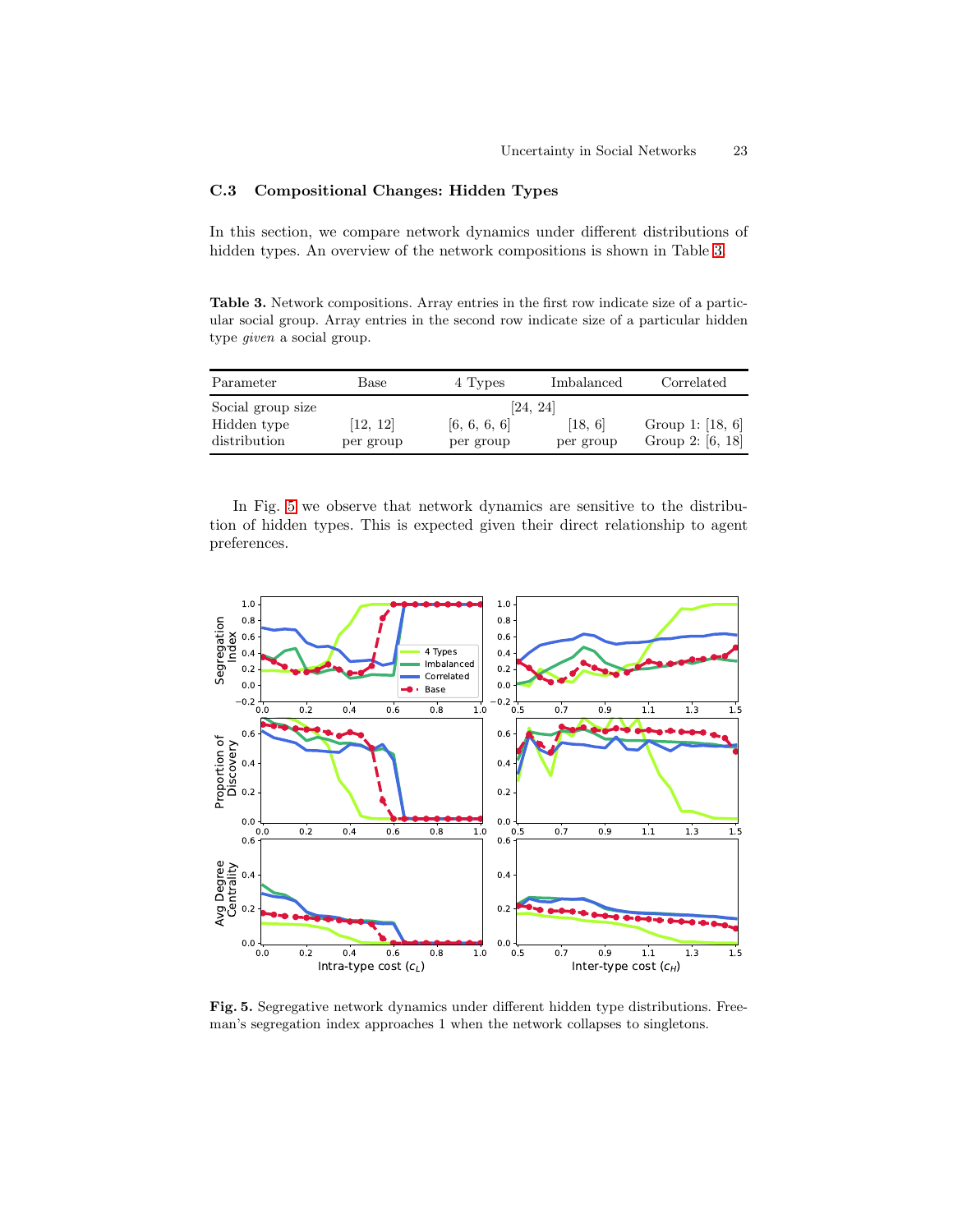### C.3 Compositional Changes: Hidden Types

In this section, we compare network dynamics under different distributions of hidden types. An overview of the network compositions is shown in Table 3.

**Table 3.** Network compositions. Array entries in the first row indicate size of a particular social group. Array entries in the second row indicate size of a particular hidden type *given* a social group.

| Parameter | Base | 4 Types | Imbalanced | Correlated |
|---|---|---|---|---|
| Social group size | [24, 24] | | | |
| Hidden type distribution | [12, 12] per group | [6, 6, 6, 6] per group | [18, 6] per group | Group 1: [18, 6] Group 2: [6, 18] |

In Fig. 5 we observe that network dynamics are sensitive to the distribution of hidden types. This is expected given their direct relationship to agent preferences.

**Fig. 5.** Segregative network dynamics under different hidden type distributions. Freeman's segregation index approaches 1 when the network collapses to singletons.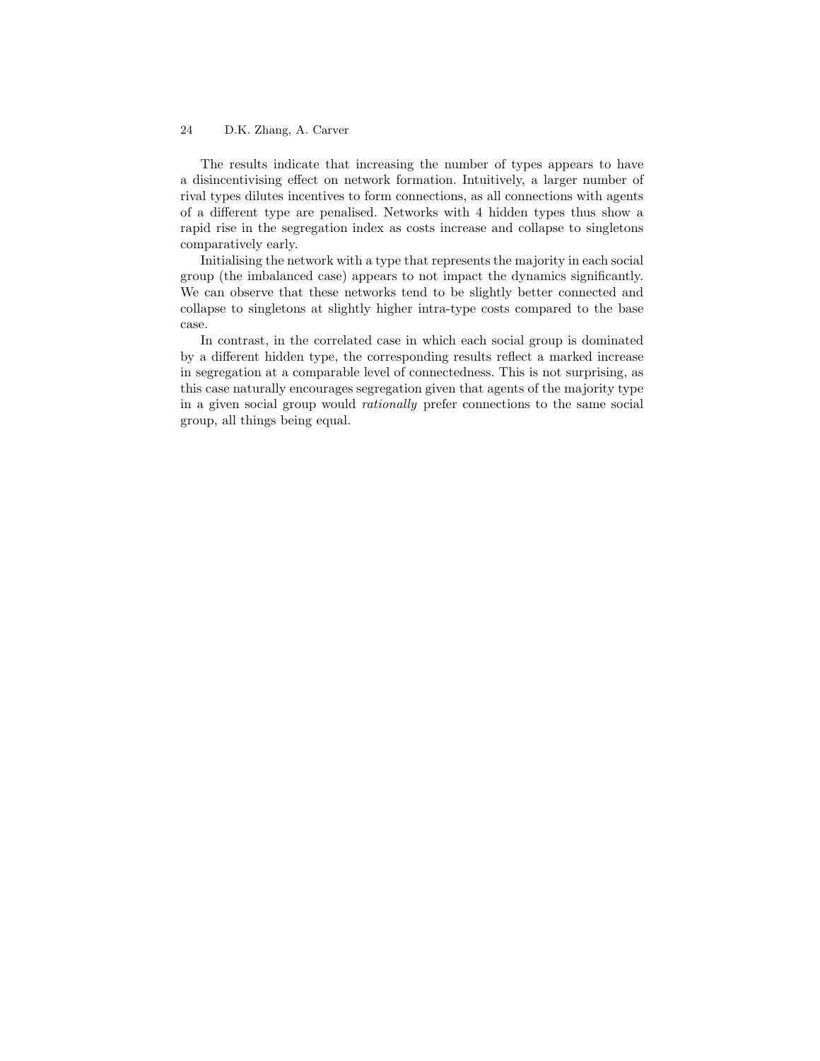The results indicate that increasing the number of types appears to have a disincentivising effect on network formation. Intuitively, a larger number of rival types dilutes incentives to form connections, as all connections with agents of a different type are penalised. Networks with 4 hidden types thus show a rapid rise in the segregation index as costs increase and collapse to singletons comparatively early.

Initialising the network with a type that represents the majority in each social group (the imbalanced case) appears to not impact the dynamics significantly. We can observe that these networks tend to be slightly better connected and collapse to singletons at slightly higher intra-type costs compared to the base case.

In contrast, in the correlated case in which each social group is dominated by a different hidden type, the corresponding results reflect a marked increase in segregation at a comparable level of connectedness. This is not surprising, as this case naturally encourages segregation given that agents of the majority type in a given social group would *rationally* prefer connections to the same social group, all things being equal.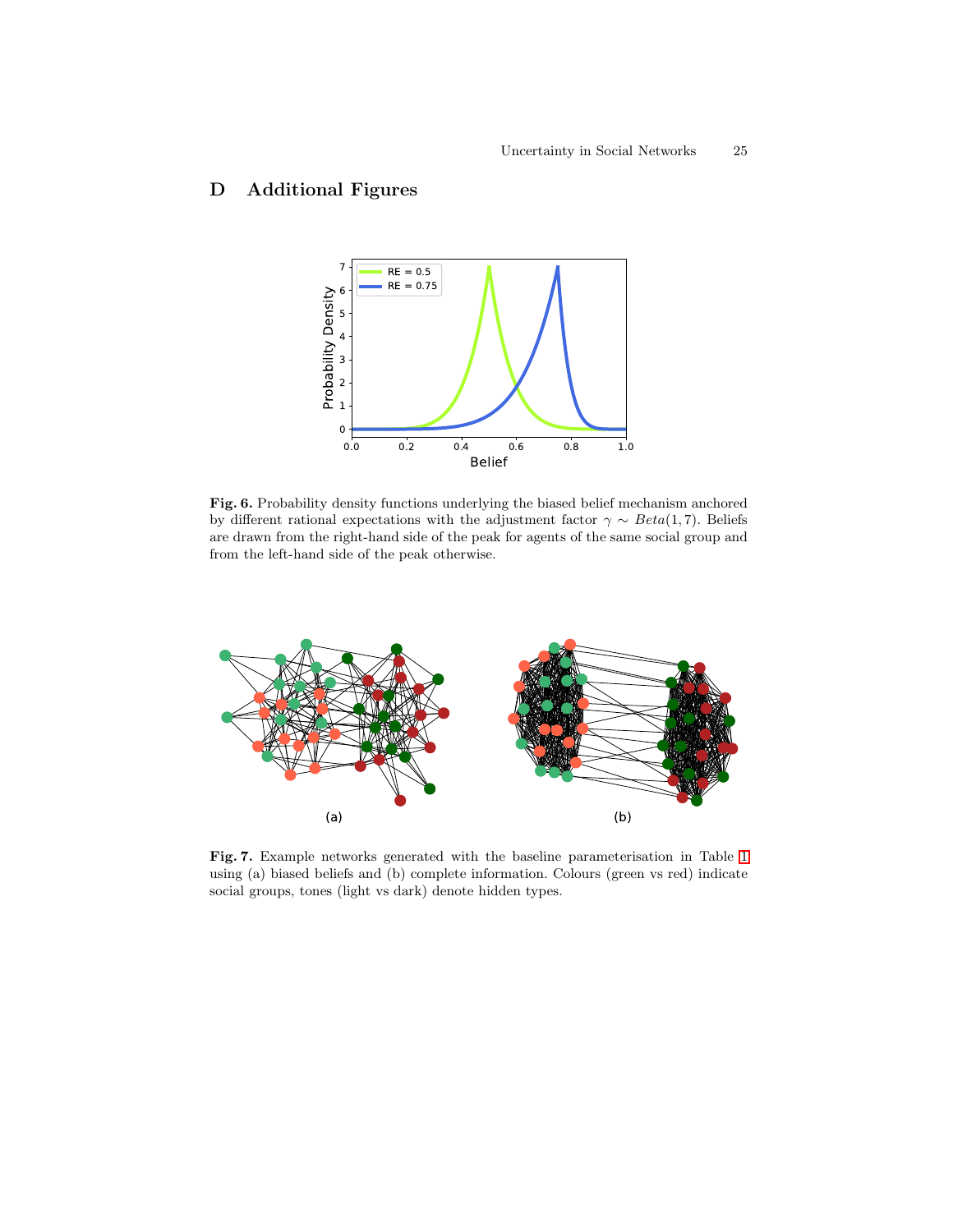# D Additional Figures

RE = 0.5
RE = 0.75
Probability Density
Belief
0
1
2
3
4
5
6
7
0.0
0.2
0.4
0.6
0.8
1.0

**Fig. 6.** Probability density functions underlying the biased belief mechanism anchored by different rational expectations with the adjustment factor $\gamma \sim Beta(1, 7)$. Beliefs are drawn from the right-hand side of the peak for agents of the same social group and from the left-hand side of the peak otherwise.

(a)
(b)

**Fig. 7.** Example networks generated with the baseline parameterisation in Table 1 using (a) biased beliefs and (b) complete information. Colours (green vs red) indicate social groups, tones (light vs dark) denote hidden types.